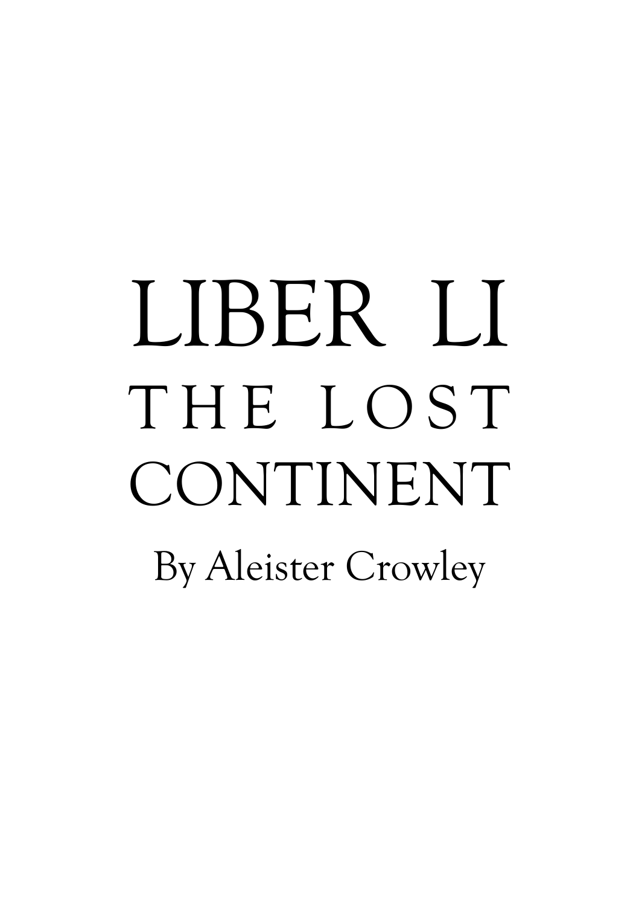# LIBER LI

## THE LOST CONTINENT

By Aleister Crowley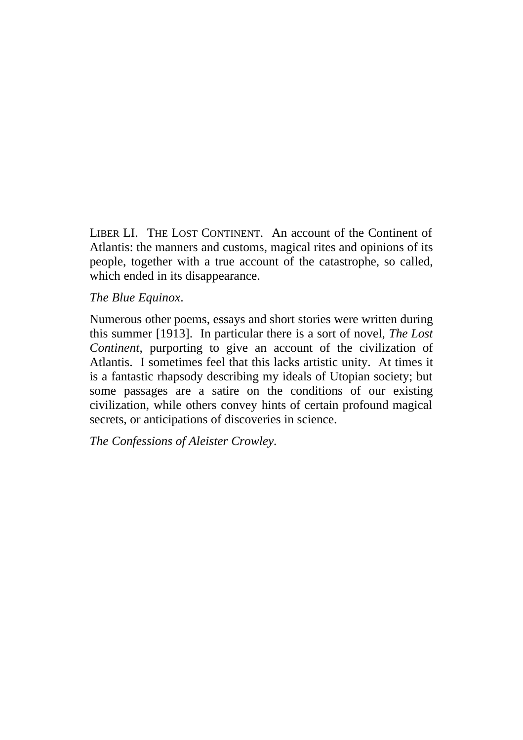LIBER LI. THE LOST CONTINENT. An account of the Continent of Atlantis: the manners and customs, magical rites and opinions of its people, together with a true account of the catastrophe, so called, which ended in its disappearance.

*The Blue Equinox.*

Numerous other poems, essays and short stories were written during this summer [1913]. In particular there is a sort of novel, *The Lost Continent*, purporting to give an account of the civilization of Atlantis. I sometimes feel that this lacks artistic unity. At times it is a fantastic rhapsody describing my ideals of Utopian society; but some passages are a satire on the conditions of our existing civilization, while others convey hints of certain profound magical secrets, or anticipations of discoveries in science.

*The Confessions of Aleister Crowley.*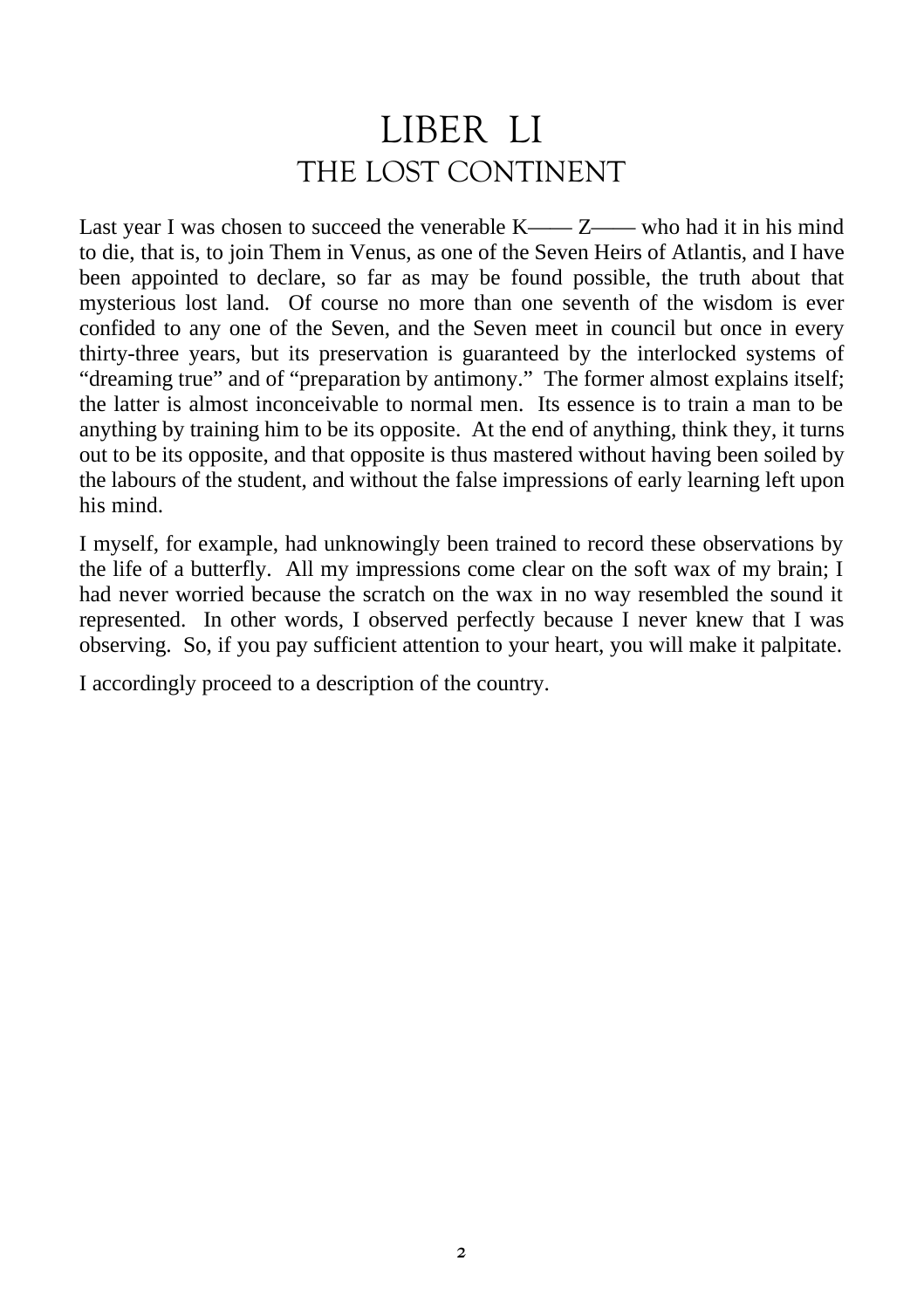# LIBER LI
## THE LOST CONTINENT

Last year I was chosen to succeed the venerable K—— Z—— who had it in his mind to die, that is, to join Them in Venus, as one of the Seven Heirs of Atlantis, and I have been appointed to declare, so far as may be found possible, the truth about that mysterious lost land. Of course no more than one seventh of the wisdom is ever confided to any one of the Seven, and the Seven meet in council but once in every thirty-three years, but its preservation is guaranteed by the interlocked systems of "dreaming true" and of "preparation by antimony." The former almost explains itself; the latter is almost inconceivable to normal men. Its essence is to train a man to be anything by training him to be its opposite. At the end of anything, think they, it turns out to be its opposite, and that opposite is thus mastered without having been soiled by the labours of the student, and without the false impressions of early learning left upon his mind.

I myself, for example, had unknowingly been trained to record these observations by the life of a butterfly. All my impressions come clear on the soft wax of my brain; I had never worried because the scratch on the wax in no way resembled the sound it represented. In other words, I observed perfectly because I never knew that I was observing. So, if you pay sufficient attention to your heart, you will make it palpitate.

I accordingly proceed to a description of the country.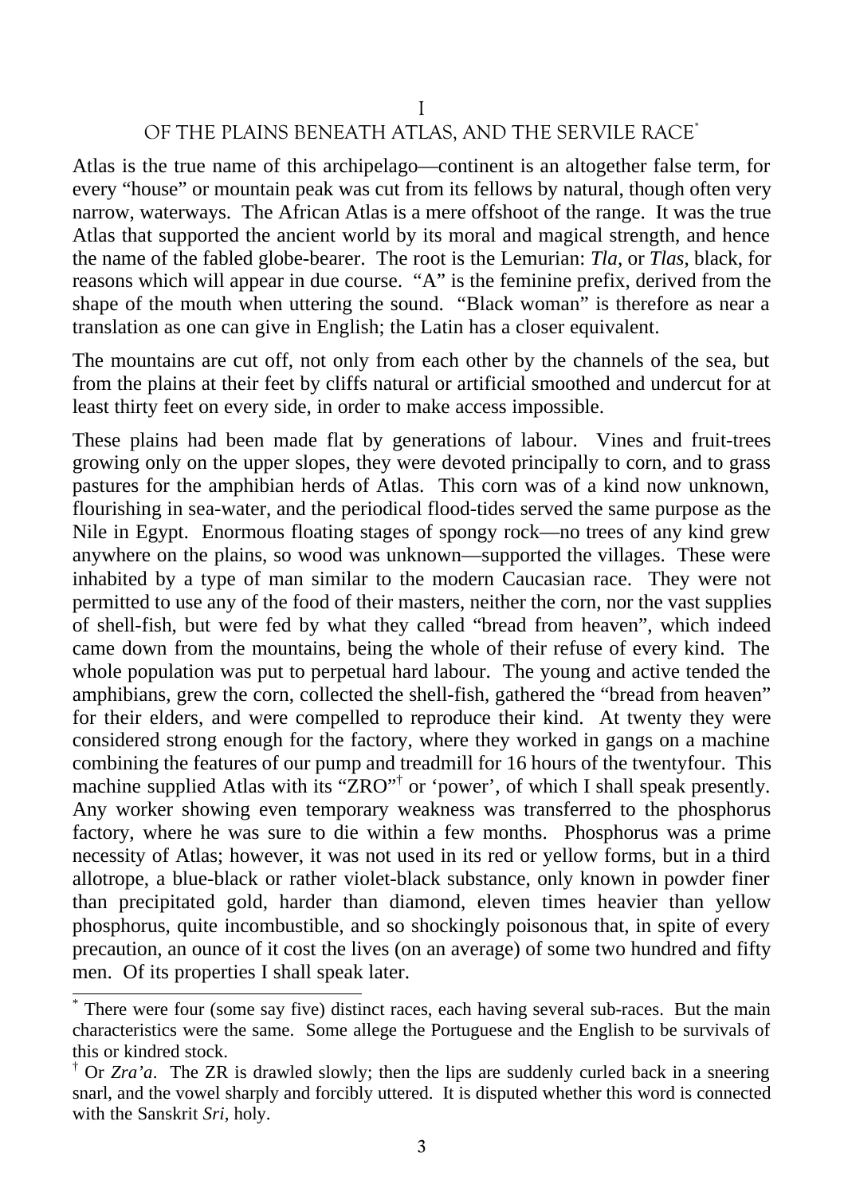# I
## OF THE PLAINS BENEATH ATLAS, AND THE SERVILE RACE[*]

Atlas is the true name of this archipelago—continent is an altogether false term, for every "house" or mountain peak was cut from its fellows by natural, though often very narrow, waterways. The African Atlas is a mere offshoot of the range. It was the true Atlas that supported the ancient world by its moral and magical strength, and hence the name of the fabled globe-bearer. The root is the Lemurian: *Tla*, or *Tlas*, black, for reasons which will appear in due course. "A" is the feminine prefix, derived from the shape of the mouth when uttering the sound. "Black woman" is therefore as near a translation as one can give in English; the Latin has a closer equivalent.

The mountains are cut off, not only from each other by the channels of the sea, but from the plains at their feet by cliffs natural or artificial smoothed and undercut for at least thirty feet on every side, in order to make access impossible.

These plains had been made flat by generations of labour. Vines and fruit-trees growing only on the upper slopes, they were devoted principally to corn, and to grass pastures for the amphibian herds of Atlas. This corn was of a kind now unknown, flourishing in sea-water, and the periodical flood-tides served the same purpose as the Nile in Egypt. Enormous floating stages of spongy rock—no trees of any kind grew anywhere on the plains, so wood was unknown—supported the villages. These were inhabited by a type of man similar to the modern Caucasian race. They were not permitted to use any of the food of their masters, neither the corn, nor the vast supplies of shell-fish, but were fed by what they called "bread from heaven", which indeed came down from the mountains, being the whole of their refuse of every kind. The whole population was put to perpetual hard labour. The young and active tended the amphibians, grew the corn, collected the shell-fish, gathered the "bread from heaven" for their elders, and were compelled to reproduce their kind. At twenty they were considered strong enough for the factory, where they worked in gangs on a machine combining the features of our pump and treadmill for 16 hours of the twentyfour. This machine supplied Atlas with its "ZRO"[†] or 'power', of which I shall speak presently. Any worker showing even temporary weakness was transferred to the phosphorus factory, where he was sure to die within a few months. Phosphorus was a prime necessity of Atlas; however, it was not used in its red or yellow forms, but in a third allotrope, a blue-black or rather violet-black substance, only known in powder finer than precipitated gold, harder than diamond, eleven times heavier than yellow phosphorus, quite incombustible, and so shockingly poisonous that, in spite of every precaution, an ounce of it cost the lives (on an average) of some two hundred and fifty men. Of its properties I shall speak later.

---

[*] There were four (some say five) distinct races, each having several sub-races. But the main characteristics were the same. Some allege the Portuguese and the English to be survivals of this or kindred stock.

[†] Or *Zra'a*. The ZR is drawled slowly; then the lips are suddenly curled back in a sneering snarl, and the vowel sharply and forcibly uttered. It is disputed whether this word is connected with the Sanskrit *Sri*, holy.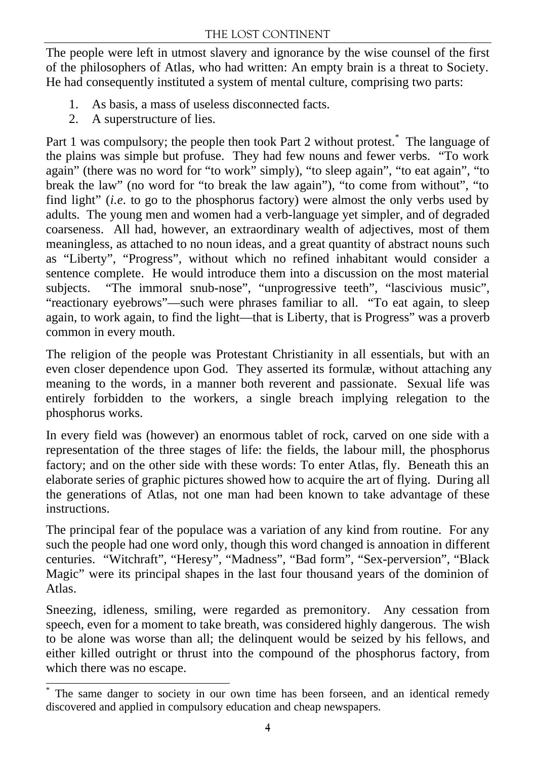The people were left in utmost slavery and ignorance by the wise counsel of the first of the philosophers of Atlas, who had written: An empty brain is a threat to Society. He had consequently instituted a system of mental culture, comprising two parts:

1. As basis, a mass of useless disconnected facts.
2. A superstructure of lies.

Part 1 was compulsory; the people then took Part 2 without protest.* The language of the plains was simple but profuse. They had few nouns and fewer verbs. "To work again" (there was no word for "to work" simply), "to sleep again", "to eat again", "to break the law" (no word for "to break the law again"), "to come from without", "to find light" (*i.e.* to go to the phosphorus factory) were almost the only verbs used by adults. The young men and women had a verb-language yet simpler, and of degraded coarseness. All had, however, an extraordinary wealth of adjectives, most of them meaningless, as attached to no noun ideas, and a great quantity of abstract nouns such as "Liberty", "Progress", without which no refined inhabitant would consider a sentence complete. He would introduce them into a discussion on the most material subjects. "The immoral snub-nose", "unprogressive teeth", "lascivious music", "reactionary eyebrows"—such were phrases familiar to all. "To eat again, to sleep again, to work again, to find the light—that is Liberty, that is Progress" was a proverb common in every mouth.

The religion of the people was Protestant Christianity in all essentials, but with an even closer dependence upon God. They asserted its formulæ, without attaching any meaning to the words, in a manner both reverent and passionate. Sexual life was entirely forbidden to the workers, a single breach implying relegation to the phosphorus works.

In every field was (however) an enormous tablet of rock, carved on one side with a representation of the three stages of life: the fields, the labour mill, the phosphorus factory; and on the other side with these words: To enter Atlas, fly. Beneath this an elaborate series of graphic pictures showed how to acquire the art of flying. During all the generations of Atlas, not one man had been known to take advantage of these instructions.

The principal fear of the populace was a variation of any kind from routine. For any such the people had one word only, though this word changed is annoation in different centuries. "Witchraft", "Heresy", "Madness", "Bad form", "Sex-perversion", "Black Magic" were its principal shapes in the last four thousand years of the dominion of Atlas.

Sneezing, idleness, smiling, were regarded as premonitory. Any cessation from speech, even for a moment to take breath, was considered highly dangerous. The wish to be alone was worse than all; the delinquent would be seized by his fellows, and either killed outright or thrust into the compound of the phosphorus factory, from which there was no escape.

* The same danger to society in our own time has been forseen, and an identical remedy discovered and applied in compulsory education and cheap newspapers.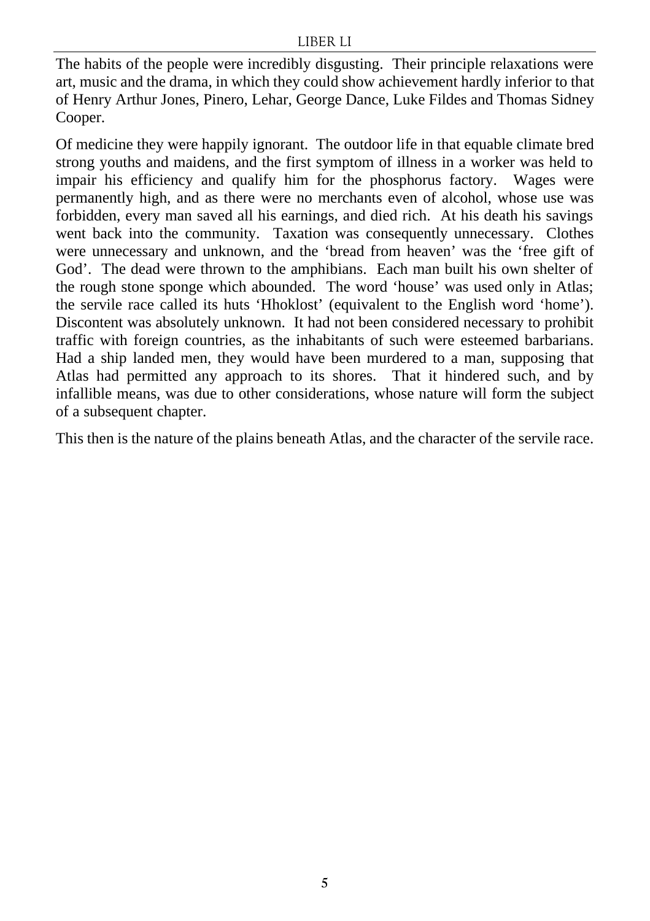The habits of the people were incredibly disgusting. Their principle relaxations were art, music and the drama, in which they could show achievement hardly inferior to that of Henry Arthur Jones, Pinero, Lehar, George Dance, Luke Fildes and Thomas Sidney Cooper.

Of medicine they were happily ignorant. The outdoor life in that equable climate bred strong youths and maidens, and the first symptom of illness in a worker was held to impair his efficiency and qualify him for the phosphorus factory. Wages were permanently high, and as there were no merchants even of alcohol, whose use was forbidden, every man saved all his earnings, and died rich. At his death his savings went back into the community. Taxation was consequently unnecessary. Clothes were unnecessary and unknown, and the 'bread from heaven' was the 'free gift of God'. The dead were thrown to the amphibians. Each man built his own shelter of the rough stone sponge which abounded. The word 'house' was used only in Atlas; the servile race called its huts 'Hhoklost' (equivalent to the English word 'home'). Discontent was absolutely unknown. It had not been considered necessary to prohibit traffic with foreign countries, as the inhabitants of such were esteemed barbarians. Had a ship landed men, they would have been murdered to a man, supposing that Atlas had permitted any approach to its shores. That it hindered such, and by infallible means, was due to other considerations, whose nature will form the subject of a subsequent chapter.

This then is the nature of the plains beneath Atlas, and the character of the servile race.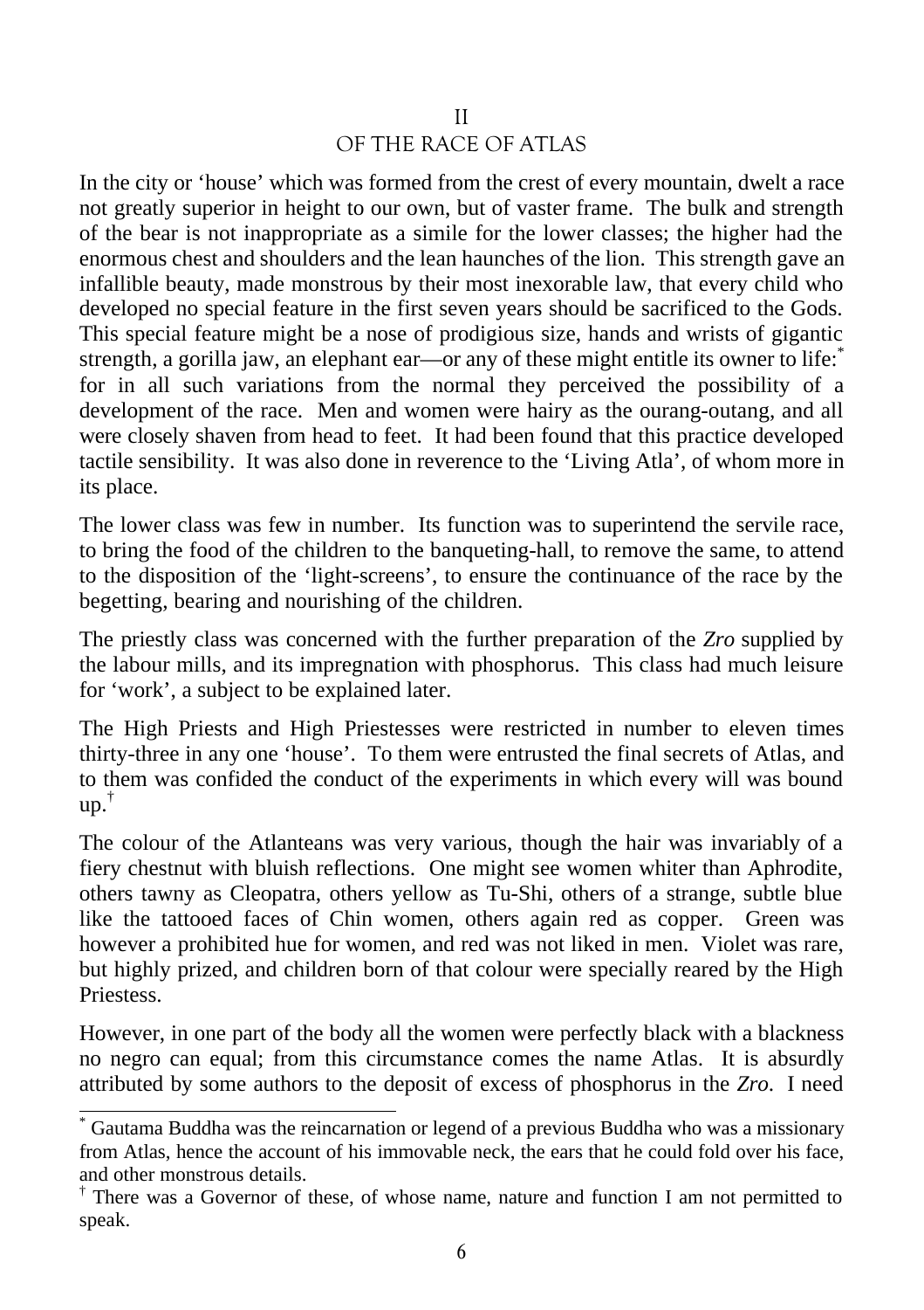## II
## OF THE RACE OF ATLAS

In the city or 'house' which was formed from the crest of every mountain, dwelt a race not greatly superior in height to our own, but of vaster frame. The bulk and strength of the bear is not inappropriate as a simile for the lower classes; the higher had the enormous chest and shoulders and the lean haunches of the lion. This strength gave an infallible beauty, made monstrous by their most inexorable law, that every child who developed no special feature in the first seven years should be sacrificed to the Gods. This special feature might be a nose of prodigious size, hands and wrists of gigantic strength, a gorilla jaw, an elephant ear—or any of these might entitle its owner to life:[*] for in all such variations from the normal they perceived the possibility of a development of the race. Men and women were hairy as the ourang-outang, and all were closely shaven from head to feet. It had been found that this practice developed tactile sensibility. It was also done in reverence to the 'Living Atla', of whom more in its place.

The lower class was few in number. Its function was to superintend the servile race, to bring the food of the children to the banqueting-hall, to remove the same, to attend to the disposition of the 'light-screens', to ensure the continuance of the race by the begetting, bearing and nourishing of the children.

The priestly class was concerned with the further preparation of the *Zro* supplied by the labour mills, and its impregnation with phosphorus. This class had much leisure for 'work', a subject to be explained later.

The High Priests and High Priestesses were restricted in number to eleven times thirty-three in any one 'house'. To them were entrusted the final secrets of Atlas, and to them was confided the conduct of the experiments in which every will was bound up.[†]

The colour of the Atlanteans was very various, though the hair was invariably of a fiery chestnut with bluish reflections. One might see women whiter than Aphrodite, others tawny as Cleopatra, others yellow as Tu-Shi, others of a strange, subtle blue like the tattooed faces of Chin women, others again red as copper. Green was however a prohibited hue for women, and red was not liked in men. Violet was rare, but highly prized, and children born of that colour were specially reared by the High Priestess.

However, in one part of the body all the women were perfectly black with a blackness no negro can equal; from this circumstance comes the name Atlas. It is absurdly attributed by some authors to the deposit of excess of phosphorus in the *Zro*. I need

---

[*] Gautama Buddha was the reincarnation or legend of a previous Buddha who was a missionary from Atlas, hence the account of his immovable neck, the ears that he could fold over his face, and other monstrous details.

[†] There was a Governor of these, of whose name, nature and function I am not permitted to speak.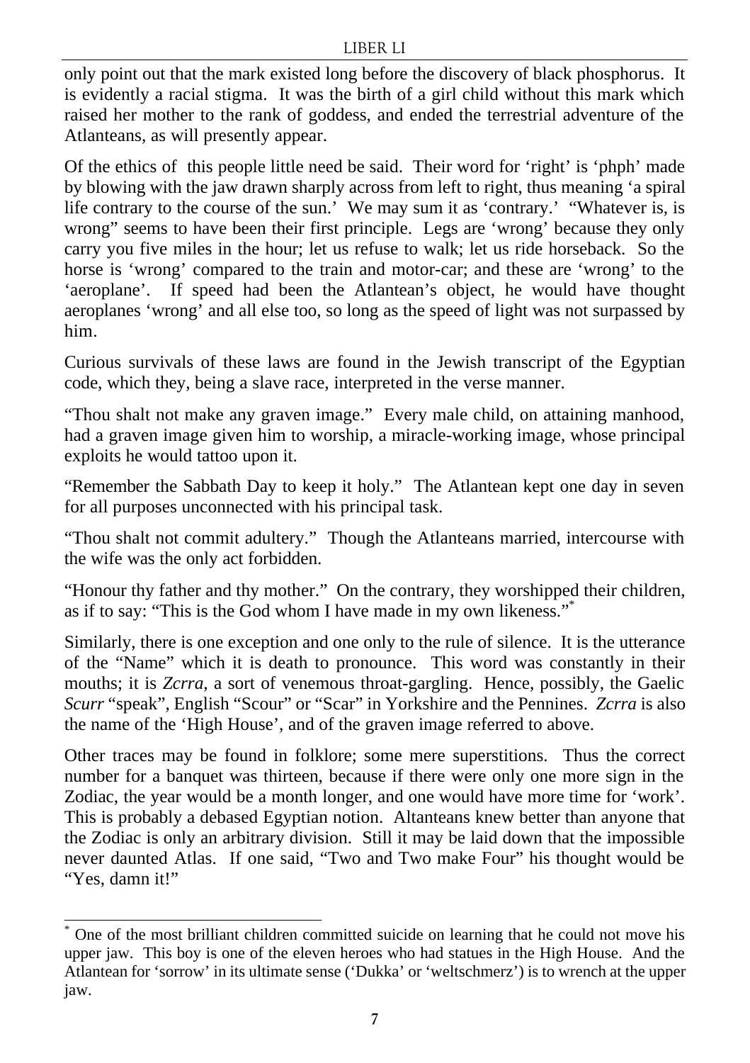only point out that the mark existed long before the discovery of black phosphorus. It is evidently a racial stigma. It was the birth of a girl child without this mark which raised her mother to the rank of goddess, and ended the terrestrial adventure of the Atlanteans, as will presently appear.

Of the ethics of this people little need be said. Their word for 'right' is 'phph' made by blowing with the jaw drawn sharply across from left to right, thus meaning 'a spiral life contrary to the course of the sun.' We may sum it as 'contrary.' "Whatever is, is wrong" seems to have been their first principle. Legs are 'wrong' because they only carry you five miles in the hour; let us refuse to walk; let us ride horseback. So the horse is 'wrong' compared to the train and motor-car; and these are 'wrong' to the 'aeroplane'. If speed had been the Atlantean's object, he would have thought aeroplanes 'wrong' and all else too, so long as the speed of light was not surpassed by him.

Curious survivals of these laws are found in the Jewish transcript of the Egyptian code, which they, being a slave race, interpreted in the verse manner.

"Thou shalt not make any graven image." Every male child, on attaining manhood, had a graven image given him to worship, a miracle-working image, whose principal exploits he would tattoo upon it.

"Remember the Sabbath Day to keep it holy." The Atlantean kept one day in seven for all purposes unconnected with his principal task.

"Thou shalt not commit adultery." Though the Atlanteans married, intercourse with the wife was the only act forbidden.

"Honour thy father and thy mother." On the contrary, they worshipped their children, as if to say: "This is the God whom I have made in my own likeness."*

Similarly, there is one exception and one only to the rule of silence. It is the utterance of the "Name" which it is death to pronounce. This word was constantly in their mouths; it is *Zcrra*, a sort of venemous throat-gargling. Hence, possibly, the Gaelic *Scurr* "speak", English "Scour" or "Scar" in Yorkshire and the Pennines. *Zcrra* is also the name of the 'High House', and of the graven image referred to above.

Other traces may be found in folklore; some mere superstitions. Thus the correct number for a banquet was thirteen, because if there were only one more sign in the Zodiac, the year would be a month longer, and one would have more time for 'work'. This is probably a debased Egyptian notion. Altanteans knew better than anyone that the Zodiac is only an arbitrary division. Still it may be laid down that the impossible never daunted Atlas. If one said, "Two and Two make Four" his thought would be "Yes, damn it!"

---

* One of the most brilliant children committed suicide on learning that he could not move his upper jaw. This boy is one of the eleven heroes who had statues in the High House. And the Atlantean for 'sorrow' in its ultimate sense ('Dukka' or 'weltschmerz') is to wrench at the upper jaw.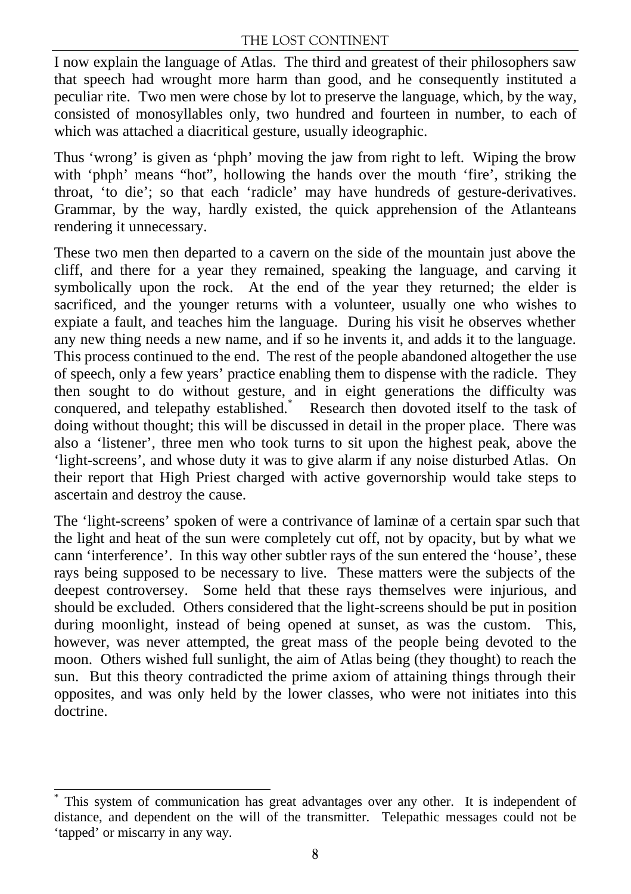I now explain the language of Atlas. The third and greatest of their philosophers saw that speech had wrought more harm than good, and he consequently instituted a peculiar rite. Two men were chose by lot to preserve the language, which, by the way, consisted of monosyllables only, two hundred and fourteen in number, to each of which was attached a diacritical gesture, usually ideographic.

Thus 'wrong' is given as 'phph' moving the jaw from right to left. Wiping the brow with 'phph' means "hot", hollowing the hands over the mouth 'fire', striking the throat, 'to die'; so that each 'radicle' may have hundreds of gesture-derivatives. Grammar, by the way, hardly existed, the quick apprehension of the Atlanteans rendering it unnecessary.

These two men then departed to a cavern on the side of the mountain just above the cliff, and there for a year they remained, speaking the language, and carving it symbolically upon the rock. At the end of the year they returned; the elder is sacrificed, and the younger returns with a volunteer, usually one who wishes to expiate a fault, and teaches him the language. During his visit he observes whether any new thing needs a new name, and if so he invents it, and adds it to the language. This process continued to the end. The rest of the people abandoned altogether the use of speech, only a few years' practice enabling them to dispense with the radicle. They then sought to do without gesture, and in eight generations the difficulty was conquered, and telepathy established.* Research then dovoted itself to the task of doing without thought; this will be discussed in detail in the proper place. There was also a 'listener', three men who took turns to sit upon the highest peak, above the 'light-screens', and whose duty it was to give alarm if any noise disturbed Atlas. On their report that High Priest charged with active governorship would take steps to ascertain and destroy the cause.

The 'light-screens' spoken of were a contrivance of laminæ of a certain spar such that the light and heat of the sun were completely cut off, not by opacity, but by what we cann 'interference'. In this way other subtler rays of the sun entered the 'house', these rays being supposed to be necessary to live. These matters were the subjects of the deepest controversey. Some held that these rays themselves were injurious, and should be excluded. Others considered that the light-screens should be put in position during moonlight, instead of being opened at sunset, as was the custom. This, however, was never attempted, the great mass of the people being devoted to the moon. Others wished full sunlight, the aim of Atlas being (they thought) to reach the sun. But this theory contradicted the prime axiom of attaining things through their opposites, and was only held by the lower classes, who were not initiates into this doctrine.

---

* This system of communication has great advantages over any other. It is independent of distance, and dependent on the will of the transmitter. Telepathic messages could not be 'tapped' or miscarry in any way.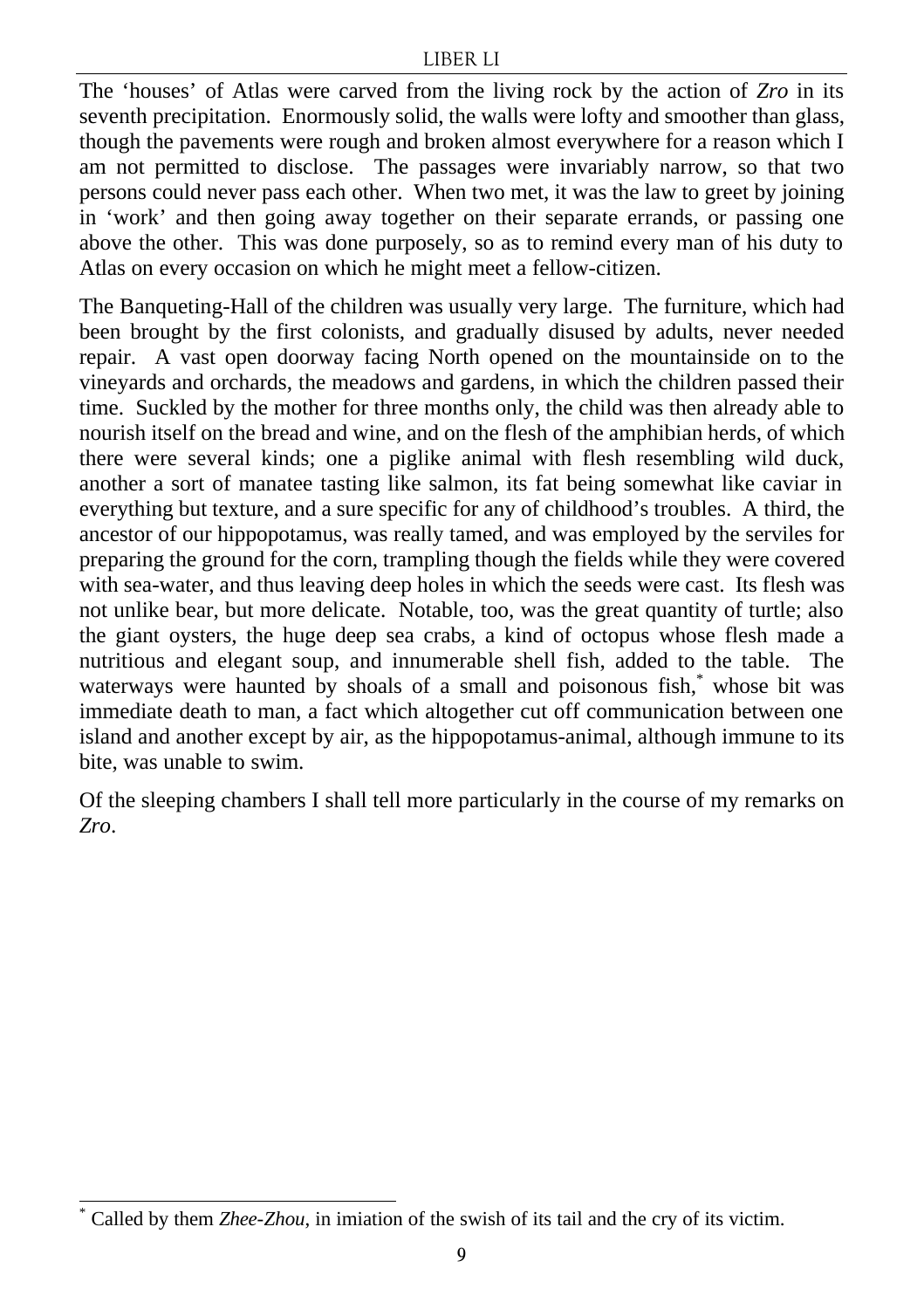The 'houses' of Atlas were carved from the living rock by the action of *Zro* in its seventh precipitation. Enormously solid, the walls were lofty and smoother than glass, though the pavements were rough and broken almost everywhere for a reason which I am not permitted to disclose. The passages were invariably narrow, so that two persons could never pass each other. When two met, it was the law to greet by joining in 'work' and then going away together on their separate errands, or passing one above the other. This was done purposely, so as to remind every man of his duty to Atlas on every occasion on which he might meet a fellow-citizen.

The Banqueting-Hall of the children was usually very large. The furniture, which had been brought by the first colonists, and gradually disused by adults, never needed repair. A vast open doorway facing North opened on the mountainside on to the vineyards and orchards, the meadows and gardens, in which the children passed their time. Suckled by the mother for three months only, the child was then already able to nourish itself on the bread and wine, and on the flesh of the amphibian herds, of which there were several kinds; one a piglike animal with flesh resembling wild duck, another a sort of manatee tasting like salmon, its fat being somewhat like caviar in everything but texture, and a sure specific for any of childhood's troubles. A third, the ancestor of our hippopotamus, was really tamed, and was employed by the serviles for preparing the ground for the corn, trampling though the fields while they were covered with sea-water, and thus leaving deep holes in which the seeds were cast. Its flesh was not unlike bear, but more delicate. Notable, too, was the great quantity of turtle; also the giant oysters, the huge deep sea crabs, a kind of octopus whose flesh made a nutritious and elegant soup, and innumerable shell fish, added to the table. The waterways were haunted by shoals of a small and poisonous fish,* whose bit was immediate death to man, a fact which altogether cut off communication between one island and another except by air, as the hippopotamus-animal, although immune to its bite, was unable to swim.

Of the sleeping chambers I shall tell more particularly in the course of my remarks on *Zro*.

---

\* Called by them *Zhee-Zhou*, in imiation of the swish of its tail and the cry of its victim.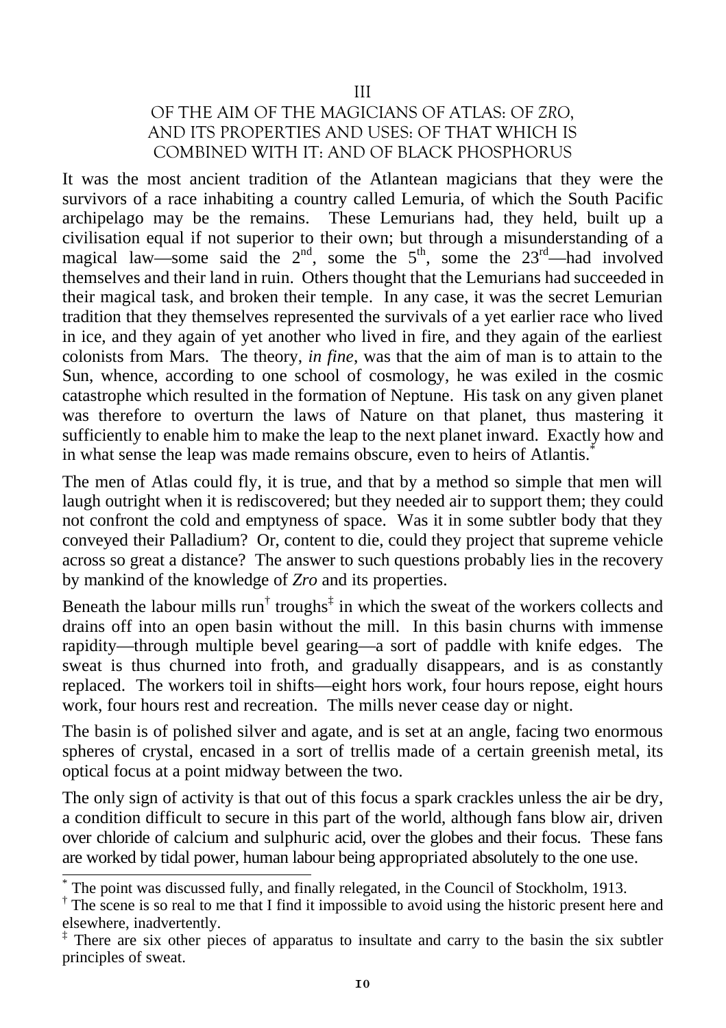## III

## OF THE AIM OF THE MAGICIANS OF ATLAS: OF *ZRO*, AND ITS PROPERTIES AND USES: OF THAT WHICH IS COMBINED WITH IT: AND OF BLACK PHOSPHORUS

It was the most ancient tradition of the Atlantean magicians that they were the survivors of a race inhabiting a country called Lemuria, of which the South Pacific archipelago may be the remains. These Lemurians had, they held, built up a civilisation equal if not superior to their own; but through a misunderstanding of a magical law—some said the 2nd, some the 5th, some the 23rd—had involved themselves and their land in ruin. Others thought that the Lemurians had succeeded in their magical task, and broken their temple. In any case, it was the secret Lemurian tradition that they themselves represented the survivals of a yet earlier race who lived in ice, and they again of yet another who lived in fire, and they again of the earliest colonists from Mars. The theory, *in fine*, was that the aim of man is to attain to the Sun, whence, according to one school of cosmology, he was exiled in the cosmic catastrophe which resulted in the formation of Neptune. His task on any given planet was therefore to overturn the laws of Nature on that planet, thus mastering it sufficiently to enable him to make the leap to the next planet inward. Exactly how and in what sense the leap was made remains obscure, even to heirs of Atlantis.*

The men of Atlas could fly, it is true, and that by a method so simple that men will laugh outright when it is rediscovered; but they needed air to support them; they could not confront the cold and emptyness of space. Was it in some subtler body that they conveyed their Palladium? Or, content to die, could they project that supreme vehicle across so great a distance? The answer to such questions probably lies in the recovery by mankind of the knowledge of *Zro* and its properties.

Beneath the labour mills run† troughs‡ in which the sweat of the workers collects and drains off into an open basin without the mill. In this basin churns with immense rapidity—through multiple bevel gearing—a sort of paddle with knife edges. The sweat is thus churned into froth, and gradually disappears, and is as constantly replaced. The workers toil in shifts—eight hors work, four hours repose, eight hours work, four hours rest and recreation. The mills never cease day or night.

The basin is of polished silver and agate, and is set at an angle, facing two enormous spheres of crystal, encased in a sort of trellis made of a certain greenish metal, its optical focus at a point midway between the two.

The only sign of activity is that out of this focus a spark crackles unless the air be dry, a condition difficult to secure in this part of the world, although fans blow air, driven over chloride of calcium and sulphuric acid, over the globes and their focus. These fans are worked by tidal power, human labour being appropriated absolutely to the one use.

---

\* The point was discussed fully, and finally relegated, in the Council of Stockholm, 1913.

† The scene is so real to me that I find it impossible to avoid using the historic present here and elsewhere, inadvertently.

‡ There are six other pieces of apparatus to insultate and carry to the basin the six subtler principles of sweat.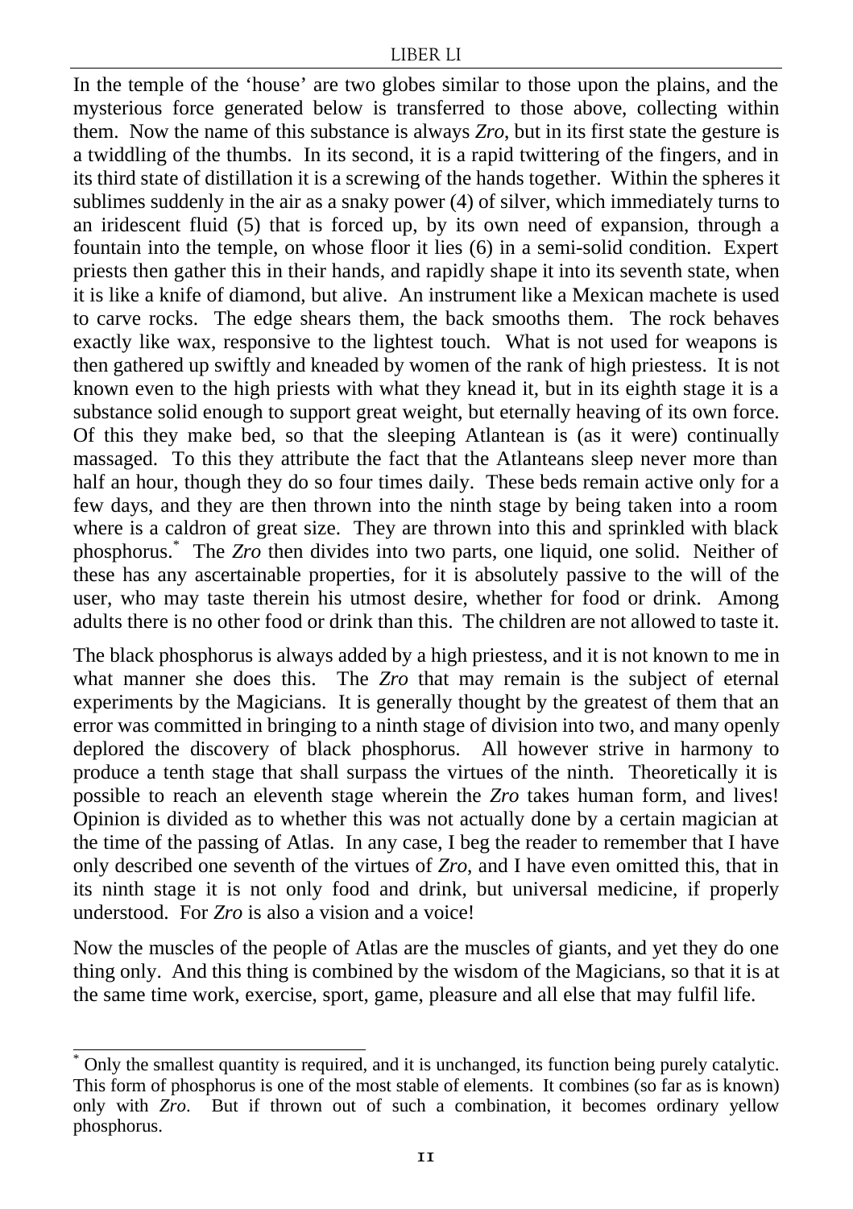In the temple of the 'house' are two globes similar to those upon the plains, and the mysterious force generated below is transferred to those above, collecting within them. Now the name of this substance is always *Zro*, but in its first state the gesture is a twiddling of the thumbs. In its second, it is a rapid twittering of the fingers, and in its third state of distillation it is a screwing of the hands together. Within the spheres it sublimes suddenly in the air as a snaky power (4) of silver, which immediately turns to an iridescent fluid (5) that is forced up, by its own need of expansion, through a fountain into the temple, on whose floor it lies (6) in a semi-solid condition. Expert priests then gather this in their hands, and rapidly shape it into its seventh state, when it is like a knife of diamond, but alive. An instrument like a Mexican machete is used to carve rocks. The edge shears them, the back smooths them. The rock behaves exactly like wax, responsive to the lightest touch. What is not used for weapons is then gathered up swiftly and kneaded by women of the rank of high priestess. It is not known even to the high priests with what they knead it, but in its eighth stage it is a substance solid enough to support great weight, but eternally heaving of its own force. Of this they make bed, so that the sleeping Atlantean is (as it were) continually massaged. To this they attribute the fact that the Atlanteans sleep never more than half an hour, though they do so four times daily. These beds remain active only for a few days, and they are then thrown into the ninth stage by being taken into a room where is a caldron of great size. They are thrown into this and sprinkled with black phosphorus.* The *Zro* then divides into two parts, one liquid, one solid. Neither of these has any ascertainable properties, for it is absolutely passive to the will of the user, who may taste therein his utmost desire, whether for food or drink. Among adults there is no other food or drink than this. The children are not allowed to taste it.

The black phosphorus is always added by a high priestess, and it is not known to me in what manner she does this. The *Zro* that may remain is the subject of eternal experiments by the Magicians. It is generally thought by the greatest of them that an error was committed in bringing to a ninth stage of division into two, and many openly deplored the discovery of black phosphorus. All however strive in harmony to produce a tenth stage that shall surpass the virtues of the ninth. Theoretically it is possible to reach an eleventh stage wherein the *Zro* takes human form, and lives! Opinion is divided as to whether this was not actually done by a certain magician at the time of the passing of Atlas. In any case, I beg the reader to remember that I have only described one seventh of the virtues of *Zro*, and I have even omitted this, that in its ninth stage it is not only food and drink, but universal medicine, if properly understood. For *Zro* is also a vision and a voice!

Now the muscles of the people of Atlas are the muscles of giants, and yet they do one thing only. And this thing is combined by the wisdom of the Magicians, so that it is at the same time work, exercise, sport, game, pleasure and all else that may fulfil life.

---

* Only the smallest quantity is required, and it is unchanged, its function being purely catalytic. This form of phosphorus is one of the most stable of elements. It combines (so far as is known) only with *Zro*. But if thrown out of such a combination, it becomes ordinary yellow phosphorus.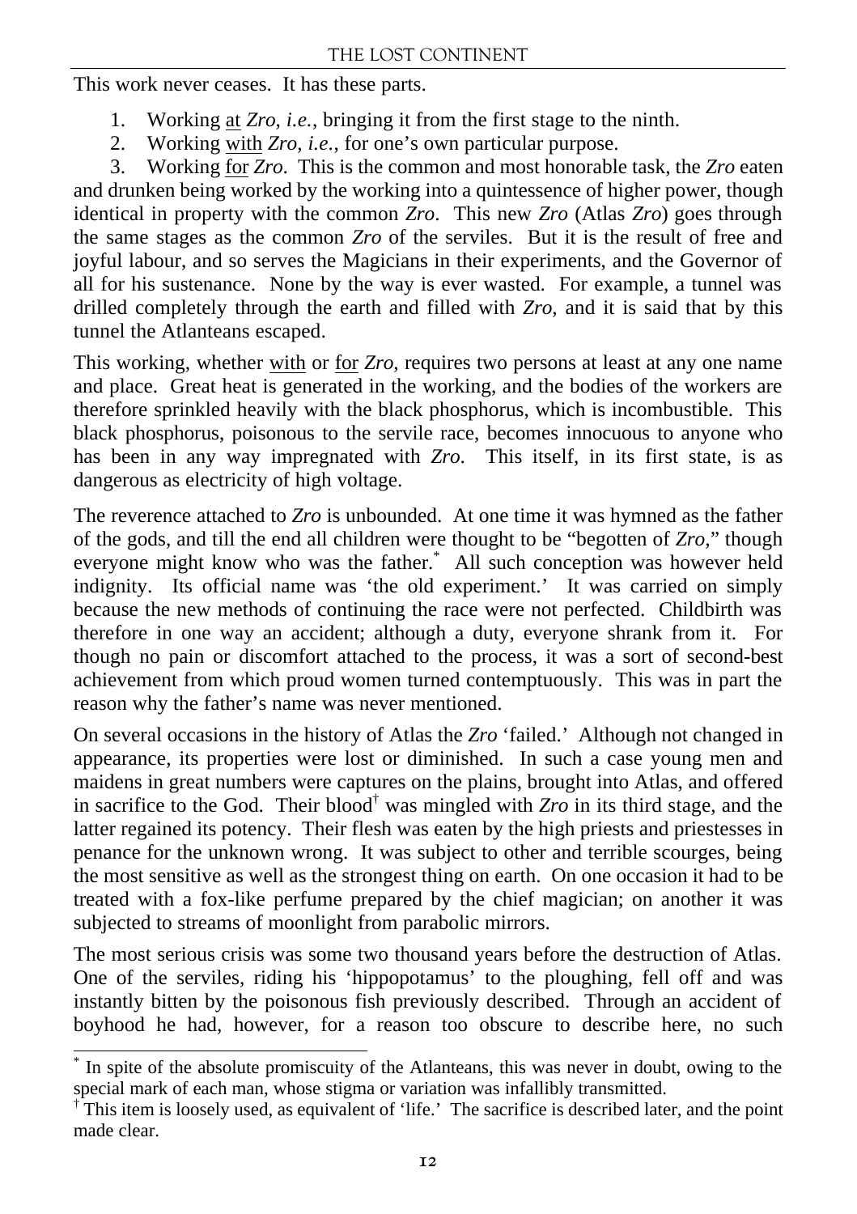This work never ceases. It has these parts.

1. Working at *Zro*, *i.e.*, bringing it from the first stage to the ninth.
2. Working with *Zro*, *i.e.*, for one's own particular purpose.
3. Working for *Zro*. This is the common and most honorable task, the *Zro* eaten and drunken being worked by the working into a quintessence of higher power, though identical in property with the common *Zro*. This new *Zro* (Atlas *Zro*) goes through the same stages as the common *Zro* of the serviles. But it is the result of free and joyful labour, and so serves the Magicians in their experiments, and the Governor of all for his sustenance. None by the way is ever wasted. For example, a tunnel was drilled completely through the earth and filled with *Zro,* and it is said that by this tunnel the Atlanteans escaped.

This working, whether with or for *Zro,* requires two persons at least at any one name and place. Great heat is generated in the working, and the bodies of the workers are therefore sprinkled heavily with the black phosphorus, which is incombustible. This black phosphorus, poisonous to the servile race, becomes innocuous to anyone who has been in any way impregnated with *Zro.* This itself, in its first state, is as dangerous as electricity of high voltage.

The reverence attached to *Zro* is unbounded. At one time it was hymned as the father of the gods, and till the end all children were thought to be "begotten of *Zro*," though everyone might know who was the father.[*] All such conception was however held indignity. Its official name was 'the old experiment.' It was carried on simply because the new methods of continuing the race were not perfected. Childbirth was therefore in one way an accident; although a duty, everyone shrank from it. For though no pain or discomfort attached to the process, it was a sort of second-best achievement from which proud women turned contemptuously. This was in part the reason why the father's name was never mentioned.

On several occasions in the history of Atlas the *Zro* 'failed.' Although not changed in appearance, its properties were lost or diminished. In such a case young men and maidens in great numbers were captures on the plains, brought into Atlas, and offered in sacrifice to the God. Their blood[†] was mingled with *Zro* in its third stage, and the latter regained its potency. Their flesh was eaten by the high priests and priestesses in penance for the unknown wrong. It was subject to other and terrible scourges, being the most sensitive as well as the strongest thing on earth. On one occasion it had to be treated with a fox-like perfume prepared by the chief magician; on another it was subjected to streams of moonlight from parabolic mirrors.

The most serious crisis was some two thousand years before the destruction of Atlas. One of the serviles, riding his 'hippopotamus' to the ploughing, fell off and was instantly bitten by the poisonous fish previously described. Through an accident of boyhood he had, however, for a reason too obscure to describe here, no such

---

[*] In spite of the absolute promiscuity of the Atlanteans, this was never in doubt, owing to the special mark of each man, whose stigma or variation was infallibly transmitted.

[†] This item is loosely used, as equivalent of 'life.' The sacrifice is described later, and the point made clear.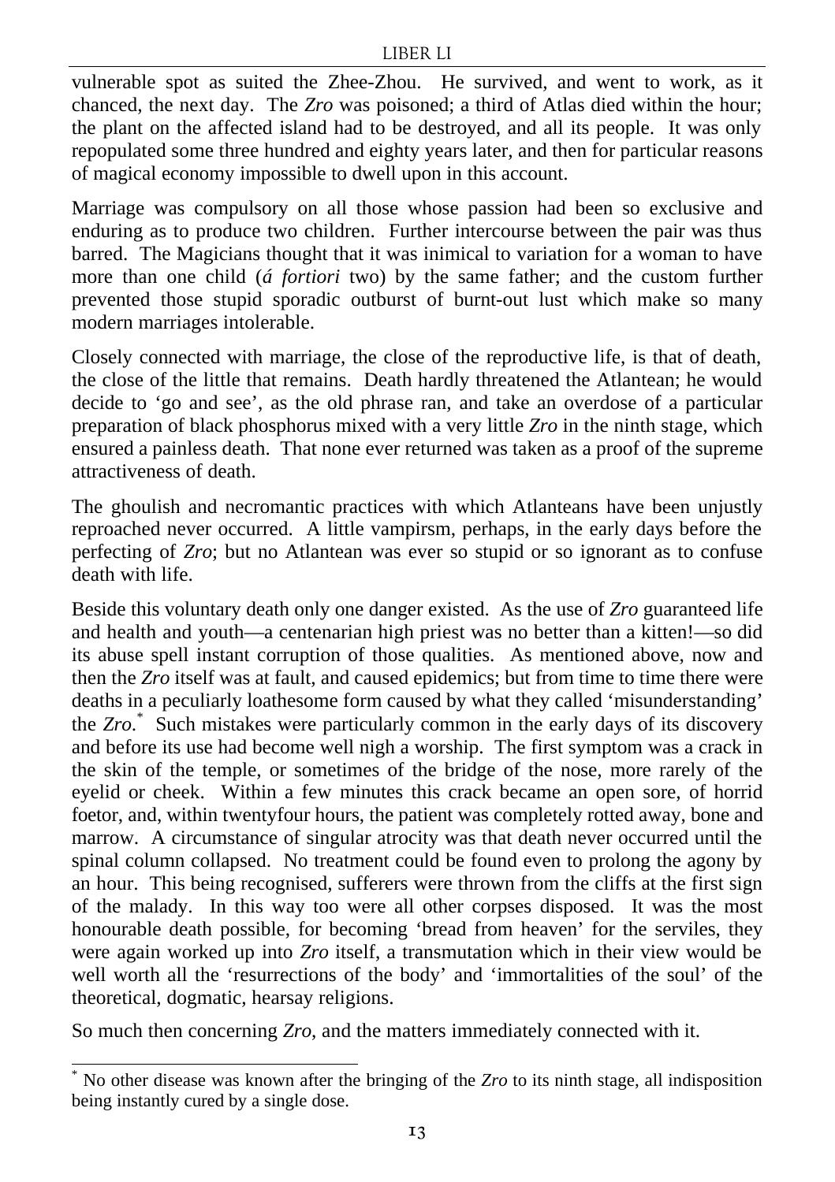vulnerable spot as suited the Zhee-Zhou. He survived, and went to work, as it chanced, the next day. The *Zro* was poisoned; a third of Atlas died within the hour; the plant on the affected island had to be destroyed, and all its people. It was only repopulated some three hundred and eighty years later, and then for particular reasons of magical economy impossible to dwell upon in this account.

Marriage was compulsory on all those whose passion had been so exclusive and enduring as to produce two children. Further intercourse between the pair was thus barred. The Magicians thought that it was inimical to variation for a woman to have more than one child (*á fortiori* two) by the same father; and the custom further prevented those stupid sporadic outburst of burnt-out lust which make so many modern marriages intolerable.

Closely connected with marriage, the close of the reproductive life, is that of death, the close of the little that remains. Death hardly threatened the Atlantean; he would decide to 'go and see', as the old phrase ran, and take an overdose of a particular preparation of black phosphorus mixed with a very little *Zro* in the ninth stage, which ensured a painless death. That none ever returned was taken as a proof of the supreme attractiveness of death.

The ghoulish and necromantic practices with which Atlanteans have been unjustly reproached never occurred. A little vampirsm, perhaps, in the early days before the perfecting of *Zro*; but no Atlantean was ever so stupid or so ignorant as to confuse death with life.

Beside this voluntary death only one danger existed. As the use of *Zro* guaranteed life and health and youth—a centenarian high priest was no better than a kitten!—so did its abuse spell instant corruption of those qualities. As mentioned above, now and then the *Zro* itself was at fault, and caused epidemics; but from time to time there were deaths in a peculiarly loathesome form caused by what they called 'misunderstanding' the *Zro*.* Such mistakes were particularly common in the early days of its discovery and before its use had become well nigh a worship. The first symptom was a crack in the skin of the temple, or sometimes of the bridge of the nose, more rarely of the eyelid or cheek. Within a few minutes this crack became an open sore, of horrid foetor, and, within twentyfour hours, the patient was completely rotted away, bone and marrow. A circumstance of singular atrocity was that death never occurred until the spinal column collapsed. No treatment could be found even to prolong the agony by an hour. This being recognised, sufferers were thrown from the cliffs at the first sign of the malady. In this way too were all other corpses disposed. It was the most honourable death possible, for becoming 'bread from heaven' for the serviles, they were again worked up into *Zro* itself, a transmutation which in their view would be well worth all the 'resurrections of the body' and 'immortalities of the soul' of the theoretical, dogmatic, hearsay religions.

So much then concerning *Zro*, and the matters immediately connected with it.

---

\* No other disease was known after the bringing of the *Zro* to its ninth stage, all indisposition being instantly cured by a single dose.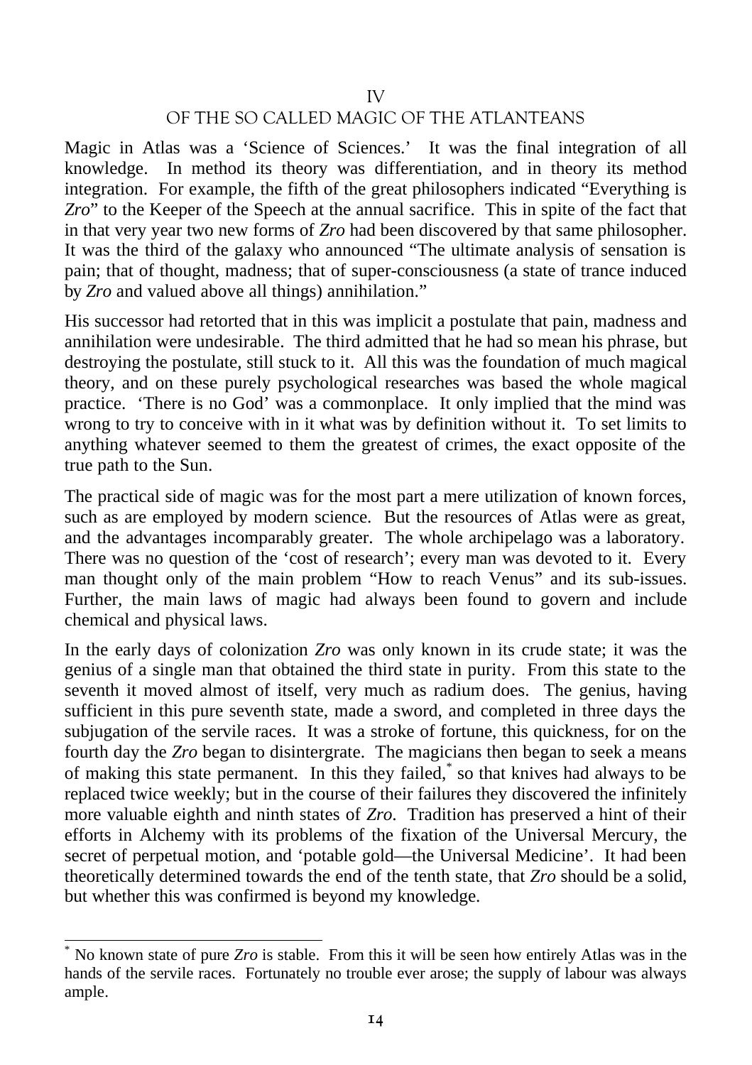## IV
## OF THE SO CALLED MAGIC OF THE ATLANTEANS

Magic in Atlas was a 'Science of Sciences.' It was the final integration of all knowledge. In method its theory was differentiation, and in theory its method integration. For example, the fifth of the great philosophers indicated "Everything is *Zro*" to the Keeper of the Speech at the annual sacrifice. This in spite of the fact that in that very year two new forms of *Zro* had been discovered by that same philosopher. It was the third of the galaxy who announced "The ultimate analysis of sensation is pain; that of thought, madness; that of super-consciousness (a state of trance induced by *Zro* and valued above all things) annihilation."

His successor had retorted that in this was implicit a postulate that pain, madness and annihilation were undesirable. The third admitted that he had so mean his phrase, but destroying the postulate, still stuck to it. All this was the foundation of much magical theory, and on these purely psychological researches was based the whole magical practice. 'There is no God' was a commonplace. It only implied that the mind was wrong to try to conceive with in it what was by definition without it. To set limits to anything whatever seemed to them the greatest of crimes, the exact opposite of the true path to the Sun.

The practical side of magic was for the most part a mere utilization of known forces, such as are employed by modern science. But the resources of Atlas were as great, and the advantages incomparably greater. The whole archipelago was a laboratory. There was no question of the 'cost of research'; every man was devoted to it. Every man thought only of the main problem "How to reach Venus" and its sub-issues. Further, the main laws of magic had always been found to govern and include chemical and physical laws.

In the early days of colonization *Zro* was only known in its crude state; it was the genius of a single man that obtained the third state in purity. From this state to the seventh it moved almost of itself, very much as radium does. The genius, having sufficient in this pure seventh state, made a sword, and completed in three days the subjugation of the servile races. It was a stroke of fortune, this quickness, for on the fourth day the *Zro* began to disintergrate. The magicians then began to seek a means of making this state permanent. In this they failed,* so that knives had always to be replaced twice weekly; but in the course of their failures they discovered the infinitely more valuable eighth and ninth states of *Zro*. Tradition has preserved a hint of their efforts in Alchemy with its problems of the fixation of the Universal Mercury, the secret of perpetual motion, and 'potable gold—the Universal Medicine'. It had been theoretically determined towards the end of the tenth state, that *Zro* should be a solid, but whether this was confirmed is beyond my knowledge.

---

\* No known state of pure *Zro* is stable. From this it will be seen how entirely Atlas was in the hands of the servile races. Fortunately no trouble ever arose; the supply of labour was always ample.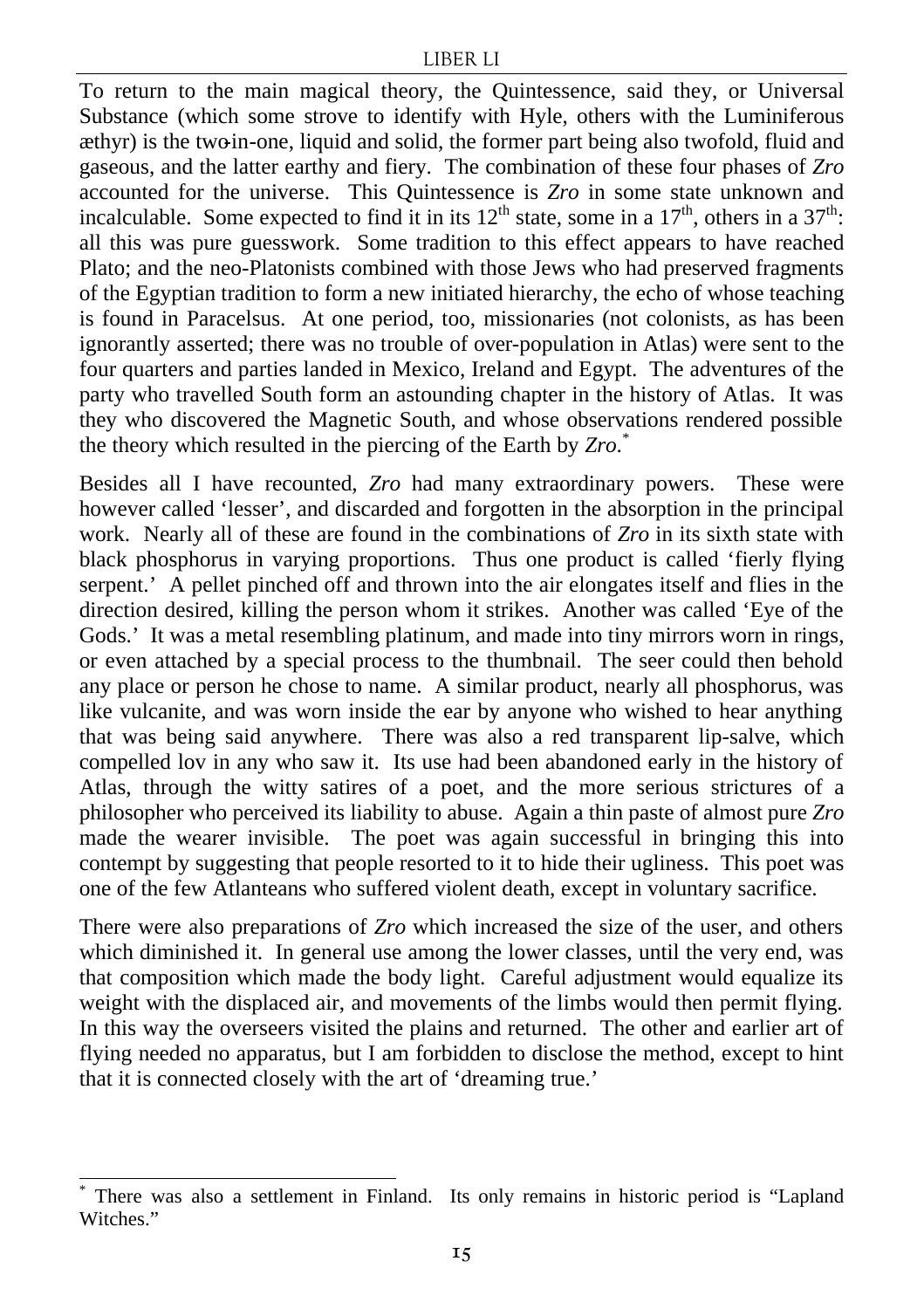To return to the main magical theory, the Quintessence, said they, or Universal Substance (which some strove to identify with Hyle, others with the Luminiferous æthyr) is the two-in-one, liquid and solid, the former part being also twofold, fluid and gaseous, and the latter earthy and fiery. The combination of these four phases of *Zro* accounted for the universe. This Quintessence is *Zro* in some state unknown and incalculable. Some expected to find it in its 12th state, some in a 17th, others in a 37th: all this was pure guesswork. Some tradition to this effect appears to have reached Plato; and the neo-Platonists combined with those Jews who had preserved fragments of the Egyptian tradition to form a new initiated hierarchy, the echo of whose teaching is found in Paracelsus. At one period, too, missionaries (not colonists, as has been ignorantly asserted; there was no trouble of over-population in Atlas) were sent to the four quarters and parties landed in Mexico, Ireland and Egypt. The adventures of the party who travelled South form an astounding chapter in the history of Atlas. It was they who discovered the Magnetic South, and whose observations rendered possible the theory which resulted in the piercing of the Earth by *Zro*.*

Besides all I have recounted, *Zro* had many extraordinary powers. These were however called 'lesser', and discarded and forgotten in the absorption in the principal work. Nearly all of these are found in the combinations of *Zro* in its sixth state with black phosphorus in varying proportions. Thus one product is called 'fierly flying serpent.' A pellet pinched off and thrown into the air elongates itself and flies in the direction desired, killing the person whom it strikes. Another was called 'Eye of the Gods.' It was a metal resembling platinum, and made into tiny mirrors worn in rings, or even attached by a special process to the thumbnail. The seer could then behold any place or person he chose to name. A similar product, nearly all phosphorus, was like vulcanite, and was worn inside the ear by anyone who wished to hear anything that was being said anywhere. There was also a red transparent lip-salve, which compelled lov in any who saw it. Its use had been abandoned early in the history of Atlas, through the witty satires of a poet, and the more serious strictures of a philosopher who perceived its liability to abuse. Again a thin paste of almost pure *Zro* made the wearer invisible. The poet was again successful in bringing this into contempt by suggesting that people resorted to it to hide their ugliness. This poet was one of the few Atlanteans who suffered violent death, except in voluntary sacrifice.

There were also preparations of *Zro* which increased the size of the user, and others which diminished it. In general use among the lower classes, until the very end, was that composition which made the body light. Careful adjustment would equalize its weight with the displaced air, and movements of the limbs would then permit flying. In this way the overseers visited the plains and returned. The other and earlier art of flying needed no apparatus, but I am forbidden to disclose the method, except to hint that it is connected closely with the art of 'dreaming true.'

* There was also a settlement in Finland. Its only remains in historic period is "Lapland Witches."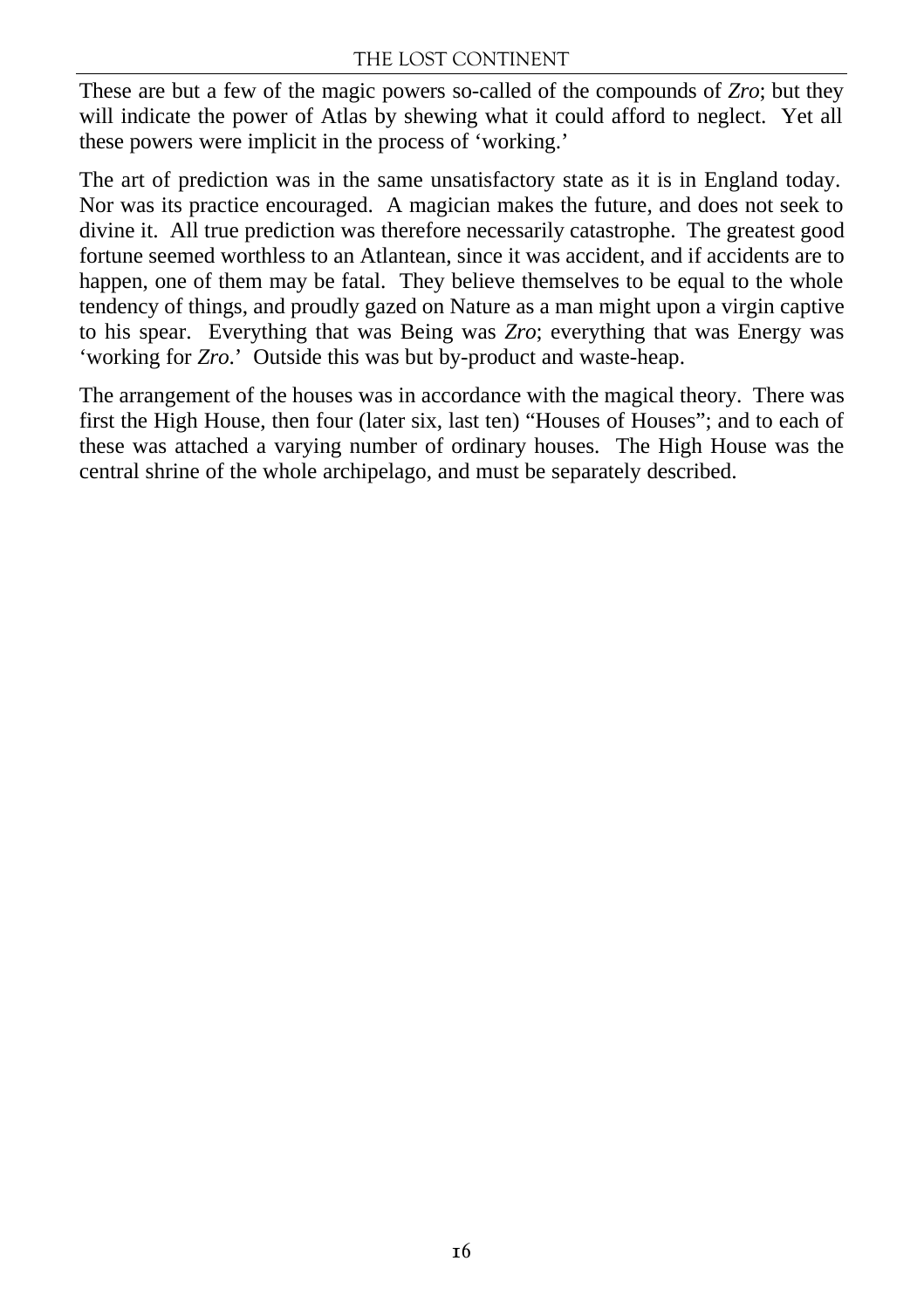These are but a few of the magic powers so-called of the compounds of *Zro*; but they will indicate the power of Atlas by shewing what it could afford to neglect. Yet all these powers were implicit in the process of 'working.'

The art of prediction was in the same unsatisfactory state as it is in England today. Nor was its practice encouraged. A magician makes the future, and does not seek to divine it. All true prediction was therefore necessarily catastrophe. The greatest good fortune seemed worthless to an Atlantean, since it was accident, and if accidents are to happen, one of them may be fatal. They believe themselves to be equal to the whole tendency of things, and proudly gazed on Nature as a man might upon a virgin captive to his spear. Everything that was Being was *Zro*; everything that was Energy was 'working for *Zro*.' Outside this was but by-product and waste-heap.

The arrangement of the houses was in accordance with the magical theory. There was first the High House, then four (later six, last ten) "Houses of Houses"; and to each of these was attached a varying number of ordinary houses. The High House was the central shrine of the whole archipelago, and must be separately described.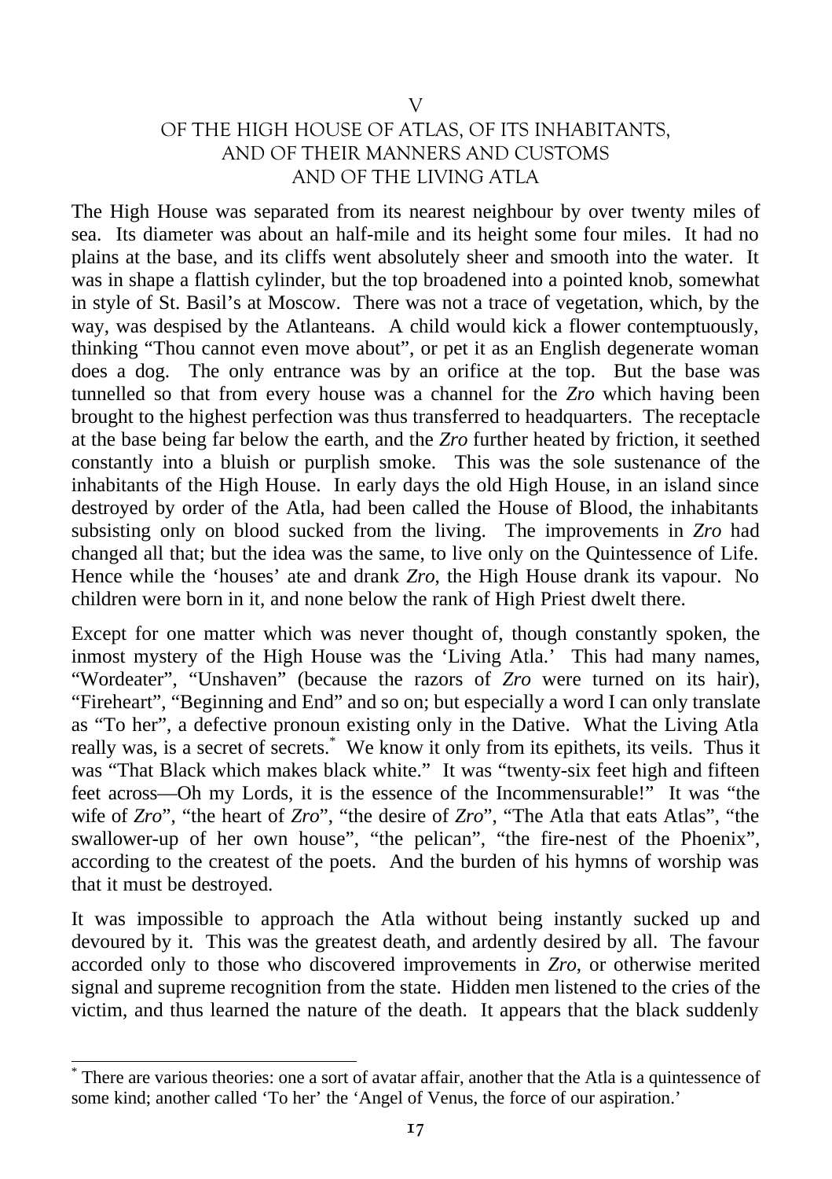# V
## OF THE HIGH HOUSE OF ATLAS, OF ITS INHABITANTS, AND OF THEIR MANNERS AND CUSTOMS AND OF THE LIVING ATLA

The High House was separated from its nearest neighbour by over twenty miles of sea. Its diameter was about an half-mile and its height some four miles. It had no plains at the base, and its cliffs went absolutely sheer and smooth into the water. It was in shape a flattish cylinder, but the top broadened into a pointed knob, somewhat in style of St. Basil's at Moscow. There was not a trace of vegetation, which, by the way, was despised by the Atlanteans. A child would kick a flower contemptuously, thinking "Thou cannot even move about", or pet it as an English degenerate woman does a dog. The only entrance was by an orifice at the top. But the base was tunnelled so that from every house was a channel for the *Zro* which having been brought to the highest perfection was thus transferred to headquarters. The receptacle at the base being far below the earth, and the *Zro* further heated by friction, it seethed constantly into a bluish or purplish smoke. This was the sole sustenance of the inhabitants of the High House. In early days the old High House, in an island since destroyed by order of the Atla, had been called the House of Blood, the inhabitants subsisting only on blood sucked from the living. The improvements in *Zro* had changed all that; but the idea was the same, to live only on the Quintessence of Life. Hence while the 'houses' ate and drank *Zro*, the High House drank its vapour. No children were born in it, and none below the rank of High Priest dwelt there.

Except for one matter which was never thought of, though constantly spoken, the inmost mystery of the High House was the 'Living Atla.' This had many names, "Wordeater", "Unshaven" (because the razors of *Zro* were turned on its hair), "Fireheart", "Beginning and End" and so on; but especially a word I can only translate as "To her", a defective pronoun existing only in the Dative. What the Living Atla really was, is a secret of secrets.* We know it only from its epithets, its veils. Thus it was "That Black which makes black white." It was "twenty-six feet high and fifteen feet across—Oh my Lords, it is the essence of the Incommensurable!" It was "the wife of *Zro*", "the heart of *Zro*", "the desire of *Zro*", "The Atla that eats Atlas", "the swallower-up of her own house", "the pelican", "the fire-nest of the Phoenix", according to the createst of the poets. And the burden of his hymns of worship was that it must be destroyed.

It was impossible to approach the Atla without being instantly sucked up and devoured by it. This was the greatest death, and ardently desired by all. The favour accorded only to those who discovered improvements in *Zro*, or otherwise merited signal and supreme recognition from the state. Hidden men listened to the cries of the victim, and thus learned the nature of the death. It appears that the black suddenly

---

* There are various theories: one a sort of avatar affair, another that the Atla is a quintessence of some kind; another called 'To her' the 'Angel of Venus, the force of our aspiration.'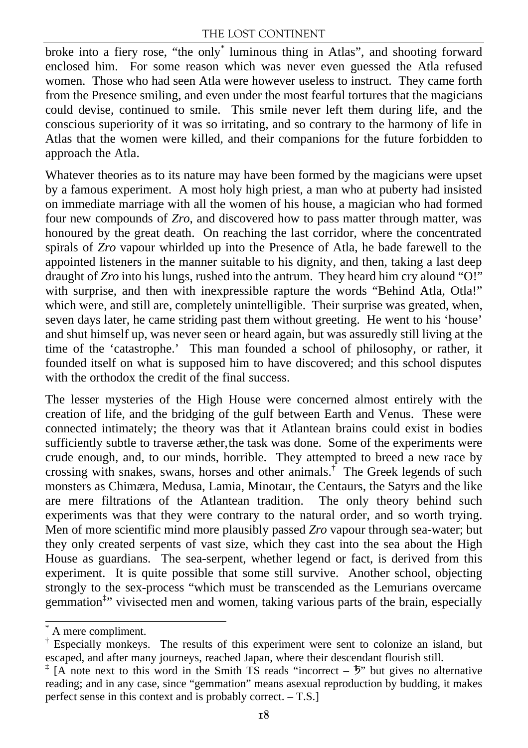broke into a fiery rose, “the only[*] luminous thing in Atlas”, and shooting forward enclosed him. For some reason which was never even guessed the Atla refused women. Those who had seen Atla were however useless to instruct. They came forth from the Presence smiling, and even under the most fearful tortures that the magicians could devise, continued to smile. This smile never left them during life, and the conscious superiority of it was so irritating, and so contrary to the harmony of life in Atlas that the women were killed, and their companions for the future forbidden to approach the Atla.

Whatever theories as to its nature may have been formed by the magicians were upset by a famous experiment. A most holy high priest, a man who at puberty had insisted on immediate marriage with all the women of his house, a magician who had formed four new compounds of *Zro*, and discovered how to pass matter through matter, was honoured by the great death. On reaching the last corridor, where the concentrated spirals of *Zro* vapour whirlded up into the Presence of Atla, he bade farewell to the appointed listeners in the manner suitable to his dignity, and then, taking a last deep draught of *Zro* into his lungs, rushed into the antrum. They heard him cry alound “O!” with surprise, and then with inexpressible rapture the words “Behind Atla, Otla!” which were, and still are, completely unintelligible. Their surprise was greated, when, seven days later, he came striding past them without greeting. He went to his ‘house’ and shut himself up, was never seen or heard again, but was assuredly still living at the time of the ‘catastrophe.’ This man founded a school of philosophy, or rather, it founded itself on what is supposed him to have discovered; and this school disputes with the orthodox the credit of the final success.

The lesser mysteries of the High House were concerned almost entirely with the creation of life, and the bridging of the gulf between Earth and Venus. These were connected intimately; the theory was that it Atlantean brains could exist in bodies sufficiently subtle to traverse æther, the task was done. Some of the experiments were crude enough, and, to our minds, horrible. They attempted to breed a new race by crossing with snakes, swans, horses and other animals.[†] The Greek legends of such monsters as Chimæra, Medusa, Lamia, Minotaur, the Centaurs, the Satyrs and the like are mere filtrations of the Atlantean tradition. The only theory behind such experiments was that they were contrary to the natural order, and so worth trying. Men of more scientific mind more plausibly passed *Zro* vapour through sea-water; but they only created serpents of vast size, which they cast into the sea about the High House as guardians. The sea-serpent, whether legend or fact, is derived from this experiment. It is quite possible that some still survive. Another school, objecting strongly to the sex-process “which must be transcended as the Lemurians overcame gemmation[‡]” vivisected men and women, taking various parts of the brain, especially

---

[*] A mere compliment.

[†] Especially monkeys. The results of this experiment were sent to colonize an island, but escaped, and after many journeys, reached Japan, where their descendant flourish still.

[‡] [A note next to this word in the Smith TS reads “incorrect – ♄” but gives no alternative reading; and in any case, since “gemmation” means asexual reproduction by budding, it makes perfect sense in this context and is probably correct. – T.S.]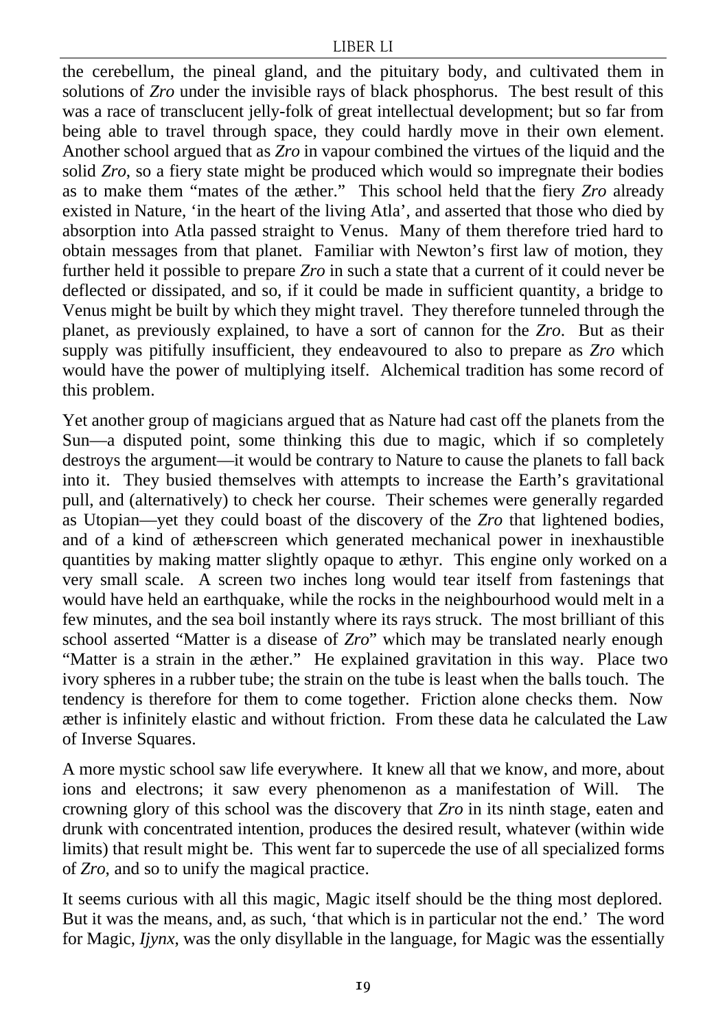the cerebellum, the pineal gland, and the pituitary body, and cultivated them in solutions of *Zro* under the invisible rays of black phosphorus. The best result of this was a race of transclucent jelly-folk of great intellectual development; but so far from being able to travel through space, they could hardly move in their own element. Another school argued that as *Zro* in vapour combined the virtues of the liquid and the solid *Zro*, so a fiery state might be produced which would so impregnate their bodies as to make them "mates of the æther." This school held that the fiery *Zro* already existed in Nature, 'in the heart of the living Atla', and asserted that those who died by absorption into Atla passed straight to Venus. Many of them therefore tried hard to obtain messages from that planet. Familiar with Newton's first law of motion, they further held it possible to prepare *Zro* in such a state that a current of it could never be deflected or dissipated, and so, if it could be made in sufficient quantity, a bridge to Venus might be built by which they might travel. They therefore tunneled through the planet, as previously explained, to have a sort of cannon for the *Zro*. But as their supply was pitifully insufficient, they endeavoured to also to prepare as *Zro* which would have the power of multiplying itself. Alchemical tradition has some record of this problem.

Yet another group of magicians argued that as Nature had cast off the planets from the Sun—a disputed point, some thinking this due to magic, which if so completely destroys the argument—it would be contrary to Nature to cause the planets to fall back into it. They busied themselves with attempts to increase the Earth's gravitational pull, and (alternatively) to check her course. Their schemes were generally regarded as Utopian—yet they could boast of the discovery of the *Zro* that lightened bodies, and of a kind of æther-screen which generated mechanical power in inexhaustible quantities by making matter slightly opaque to æthyr. This engine only worked on a very small scale. A screen two inches long would tear itself from fastenings that would have held an earthquake, while the rocks in the neighbourhood would melt in a few minutes, and the sea boil instantly where its rays struck. The most brilliant of this school asserted "Matter is a disease of *Zro*" which may be translated nearly enough "Matter is a strain in the æther." He explained gravitation in this way. Place two ivory spheres in a rubber tube; the strain on the tube is least when the balls touch. The tendency is therefore for them to come together. Friction alone checks them. Now æther is infinitely elastic and without friction. From these data he calculated the Law of Inverse Squares.

A more mystic school saw life everywhere. It knew all that we know, and more, about ions and electrons; it saw every phenomenon as a manifestation of Will. The crowning glory of this school was the discovery that *Zro* in its ninth stage, eaten and drunk with concentrated intention, produces the desired result, whatever (within wide limits) that result might be. This went far to supercede the use of all specialized forms of *Zro*, and so to unify the magical practice.

It seems curious with all this magic, Magic itself should be the thing most deplored. But it was the means, and, as such, 'that which is in particular not the end.' The word for Magic, *Ijynx*, was the only disyllable in the language, for Magic was the essentially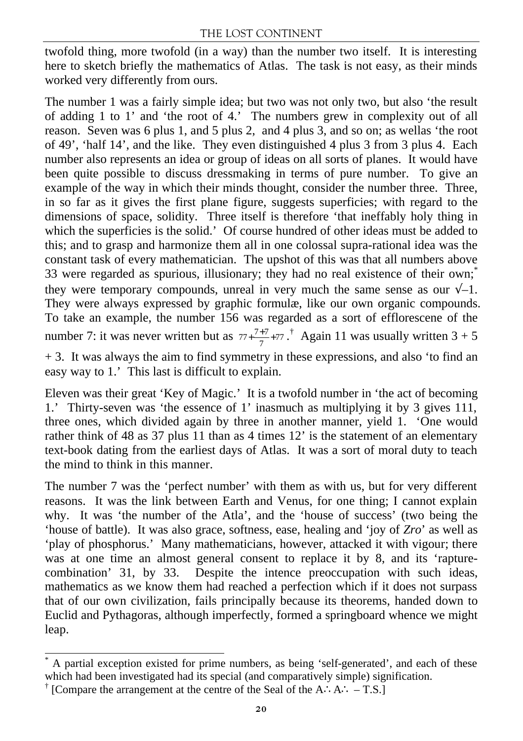twofold thing, more twofold (in a way) than the number two itself. It is interesting here to sketch briefly the mathematics of Atlas. The task is not easy, as their minds worked very differently from ours.

The number 1 was a fairly simple idea; but two was not only two, but also 'the result of adding 1 to 1' and 'the root of 4.' The numbers grew in complexity out of all reason. Seven was 6 plus 1, and 5 plus 2, and 4 plus 3, and so on; as wellas 'the root of 49', 'half 14', and the like. They even distinguished 4 plus 3 from 3 plus 4. Each number also represents an idea or group of ideas on all sorts of planes. It would have been quite possible to discuss dressmaking in terms of pure number. To give an example of the way in which their minds thought, consider the number three. Three, in so far as it gives the first plane figure, suggests superficies; with regard to the dimensions of space, solidity. Three itself is therefore 'that ineffably holy thing in which the superficies is the solid.' Of course hundred of other ideas must be added to this; and to grasp and harmonize them all in one colossal supra-rational idea was the constant task of every mathematician. The upshot of this was that all numbers above 33 were regarded as spurious, illusionary; they had no real existence of their own;* they were temporary compounds, unreal in very much the same sense as our $\sqrt{-1}$. They were always expressed by graphic formulæ, like our own organic compounds. To take an example, the number 156 was regarded as a sort of efflorescene of the number 7: it was never written but as $77+\frac{7+7}{7}+77$.† Again 11 was usually written 3 + 5 + 3. It was always the aim to find symmetry in these expressions, and also 'to find an easy way to 1.' This last is difficult to explain.

Eleven was their great 'Key of Magic.' It is a twofold number in 'the act of becoming 1.' Thirty-seven was 'the essence of 1' inasmuch as multiplying it by 3 gives 111, three ones, which divided again by three in another manner, yield 1. 'One would rather think of 48 as 37 plus 11 than as 4 times 12' is the statement of an elementary text-book dating from the earliest days of Atlas. It was a sort of moral duty to teach the mind to think in this manner.

The number 7 was the 'perfect number' with them as with us, but for very different reasons. It was the link between Earth and Venus, for one thing; I cannot explain why. It was 'the number of the Atla', and the 'house of success' (two being the 'house of battle). It was also grace, softness, ease, healing and 'joy of *Zro*' as well as 'play of phosphorus.' Many mathematicians, however, attacked it with vigour; there was at one time an almost general consent to replace it by 8, and its 'rapture-combination' 31, by 33. Despite the intence preoccupation with such ideas, mathematics as we know them had reached a perfection which if it does not surpass that of our own civilization, fails principally because its theorems, handed down to Euclid and Pythagoras, although imperfectly, formed a springboard whence we might leap.

---

* A partial exception existed for prime numbers, as being 'self-generated', and each of these which had been investigated had its special (and comparatively simple) signification.

† [Compare the arrangement at the centre of the Seal of the A∴ A∴ – T.S.]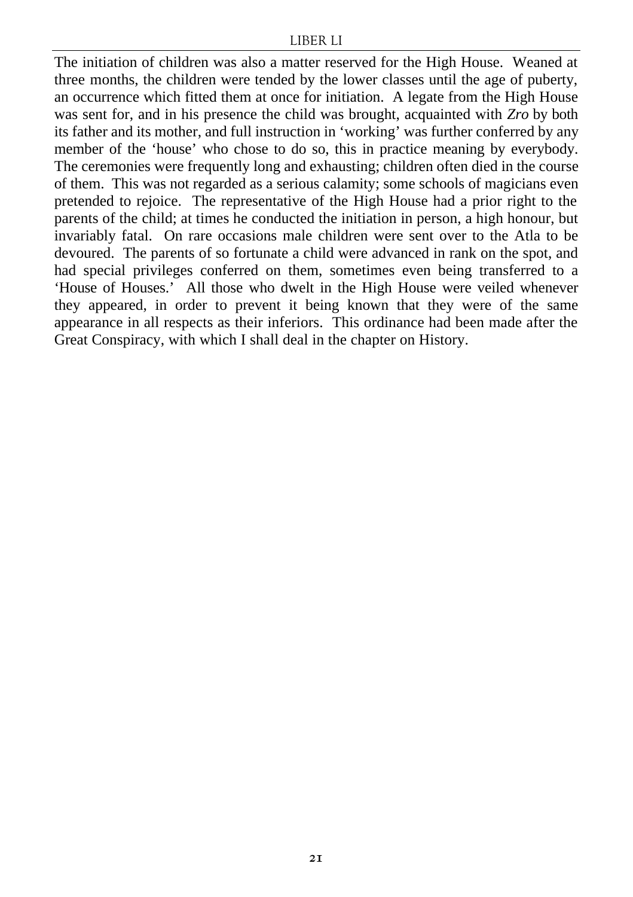The initiation of children was also a matter reserved for the High House. Weaned at three months, the children were tended by the lower classes until the age of puberty, an occurrence which fitted them at once for initiation. A legate from the High House was sent for, and in his presence the child was brought, acquainted with *Zro* by both its father and its mother, and full instruction in 'working' was further conferred by any member of the 'house' who chose to do so, this in practice meaning by everybody. The ceremonies were frequently long and exhausting; children often died in the course of them. This was not regarded as a serious calamity; some schools of magicians even pretended to rejoice. The representative of the High House had a prior right to the parents of the child; at times he conducted the initiation in person, a high honour, but invariably fatal. On rare occasions male children were sent over to the Atla to be devoured. The parents of so fortunate a child were advanced in rank on the spot, and had special privileges conferred on them, sometimes even being transferred to a 'House of Houses.' All those who dwelt in the High House were veiled whenever they appeared, in order to prevent it being known that they were of the same appearance in all respects as their inferiors. This ordinance had been made after the Great Conspiracy, with which I shall deal in the chapter on History.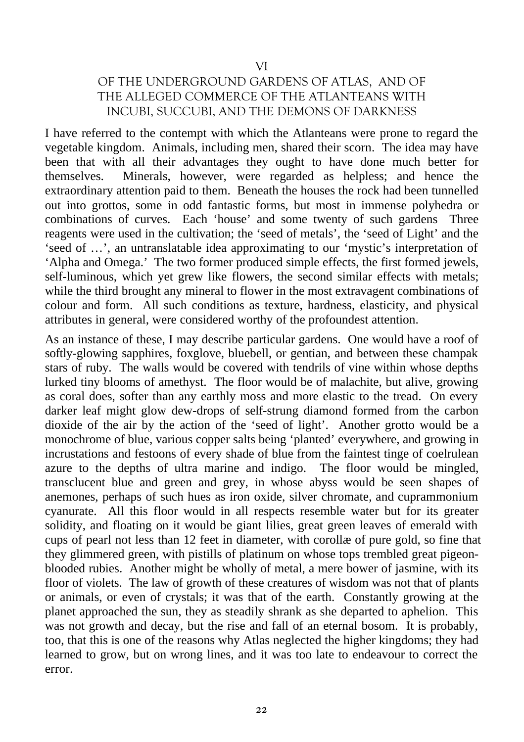## VI

## OF THE UNDERGROUND GARDENS OF ATLAS, AND OF THE ALLEGED COMMERCE OF THE ATLANTEANS WITH INCUBI, SUCCUBI, AND THE DEMONS OF DARKNESS

I have referred to the contempt with which the Atlanteans were prone to regard the vegetable kingdom. Animals, including men, shared their scorn. The idea may have been that with all their advantages they ought to have done much better for themselves. Minerals, however, were regarded as helpless; and hence the extraordinary attention paid to them. Beneath the houses the rock had been tunnelled out into grottos, some in odd fantastic forms, but most in immense polyhedra or combinations of curves. Each 'house' and some twenty of such gardens Three reagents were used in the cultivation; the 'seed of metals', the 'seed of Light' and the 'seed of …', an untranslatable idea approximating to our 'mystic's interpretation of 'Alpha and Omega.' The two former produced simple effects, the first formed jewels, self-luminous, which yet grew like flowers, the second similar effects with metals; while the third brought any mineral to flower in the most extravagent combinations of colour and form. All such conditions as texture, hardness, elasticity, and physical attributes in general, were considered worthy of the profoundest attention.

As an instance of these, I may describe particular gardens. One would have a roof of softly-glowing sapphires, foxglove, bluebell, or gentian, and between these champak stars of ruby. The walls would be covered with tendrils of vine within whose depths lurked tiny blooms of amethyst. The floor would be of malachite, but alive, growing as coral does, softer than any earthly moss and more elastic to the tread. On every darker leaf might glow dew-drops of self-strung diamond formed from the carbon dioxide of the air by the action of the 'seed of light'. Another grotto would be a monochrome of blue, various copper salts being 'planted' everywhere, and growing in incrustations and festoons of every shade of blue from the faintest tinge of coelrulean azure to the depths of ultra marine and indigo. The floor would be mingled, transclucent blue and green and grey, in whose abyss would be seen shapes of anemones, perhaps of such hues as iron oxide, silver chromate, and cuprammonium cyanurate. All this floor would in all respects resemble water but for its greater solidity, and floating on it would be giant lilies, great green leaves of emerald with cups of pearl not less than 12 feet in diameter, with corollæ of pure gold, so fine that they glimmered green, with pistills of platinum on whose tops trembled great pigeon-blooded rubies. Another might be wholly of metal, a mere bower of jasmine, with its floor of violets. The law of growth of these creatures of wisdom was not that of plants or animals, or even of crystals; it was that of the earth. Constantly growing at the planet approached the sun, they as steadily shrank as she departed to aphelion. This was not growth and decay, but the rise and fall of an eternal bosom. It is probably, too, that this is one of the reasons why Atlas neglected the higher kingdoms; they had learned to grow, but on wrong lines, and it was too late to endeavour to correct the error.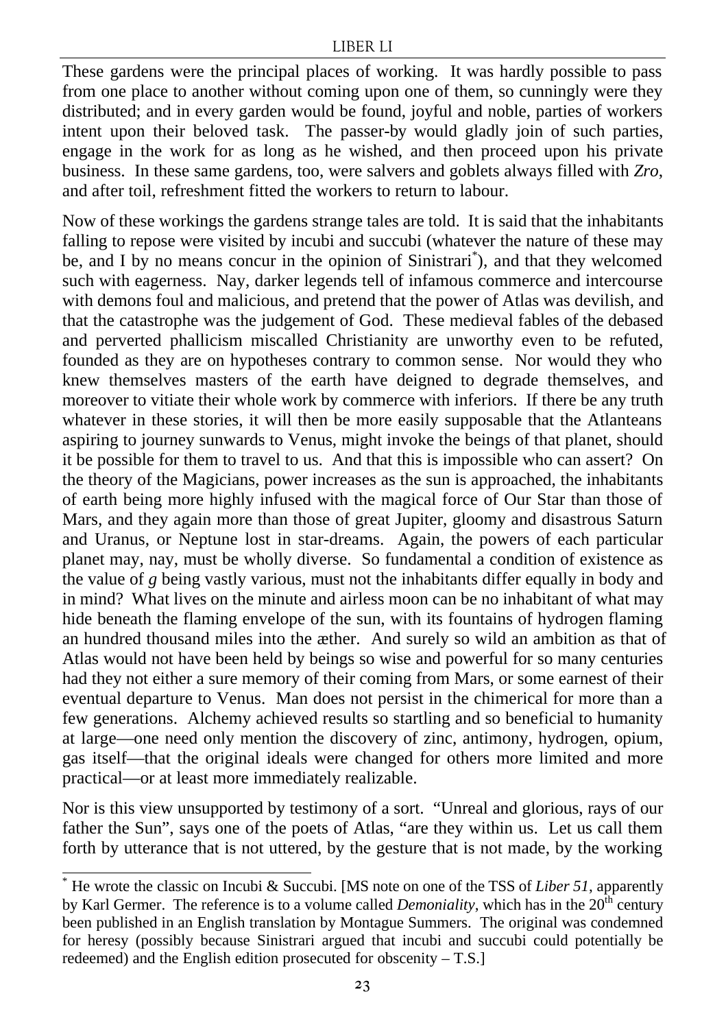These gardens were the principal places of working. It was hardly possible to pass from one place to another without coming upon one of them, so cunningly were they distributed; and in every garden would be found, joyful and noble, parties of workers intent upon their beloved task. The passer-by would gladly join of such parties, engage in the work for as long as he wished, and then proceed upon his private business. In these same gardens, too, were salvers and goblets always filled with *Zro*, and after toil, refreshment fitted the workers to return to labour.

Now of these workings the gardens strange tales are told. It is said that the inhabitants falling to repose were visited by incubi and succubi (whatever the nature of these may be, and I by no means concur in the opinion of Sinistrari*), and that they welcomed such with eagerness. Nay, darker legends tell of infamous commerce and intercourse with demons foul and malicious, and pretend that the power of Atlas was devilish, and that the catastrophe was the judgement of God. These medieval fables of the debased and perverted phallicism miscalled Christianity are unworthy even to be refuted, founded as they are on hypotheses contrary to common sense. Nor would they who knew themselves masters of the earth have deigned to degrade themselves, and moreover to vitiate their whole work by commerce with inferiors. If there be any truth whatever in these stories, it will then be more easily supposable that the Atlanteans aspiring to journey sunwards to Venus, might invoke the beings of that planet, should it be possible for them to travel to us. And that this is impossible who can assert? On the theory of the Magicians, power increases as the sun is approached, the inhabitants of earth being more highly infused with the magical force of Our Star than those of Mars, and they again more than those of great Jupiter, gloomy and disastrous Saturn and Uranus, or Neptune lost in star-dreams. Again, the powers of each particular planet may, nay, must be wholly diverse. So fundamental a condition of existence as the value of *g* being vastly various, must not the inhabitants differ equally in body and in mind? What lives on the minute and airless moon can be no inhabitant of what may hide beneath the flaming envelope of the sun, with its fountains of hydrogen flaming an hundred thousand miles into the æther. And surely so wild an ambition as that of Atlas would not have been held by beings so wise and powerful for so many centuries had they not either a sure memory of their coming from Mars, or some earnest of their eventual departure to Venus. Man does not persist in the chimerical for more than a few generations. Alchemy achieved results so startling and so beneficial to humanity at large—one need only mention the discovery of zinc, antimony, hydrogen, opium, gas itself—that the original ideals were changed for others more limited and more practical—or at least more immediately realizable.

Nor is this view unsupported by testimony of a sort. "Unreal and glorious, rays of our father the Sun", says one of the poets of Atlas, "are they within us. Let us call them forth by utterance that is not uttered, by the gesture that is not made, by the working

---

* He wrote the classic on Incubi & Succubi. [MS note on one of the TSS of *Liber 51*, apparently by Karl Germer. The reference is to a volume called *Demoniality*, which has in the 20th century been published in an English translation by Montague Summers. The original was condemned for heresy (possibly because Sinistrari argued that incubi and succubi could potentially be redeemed) and the English edition prosecuted for obscenity – T.S.]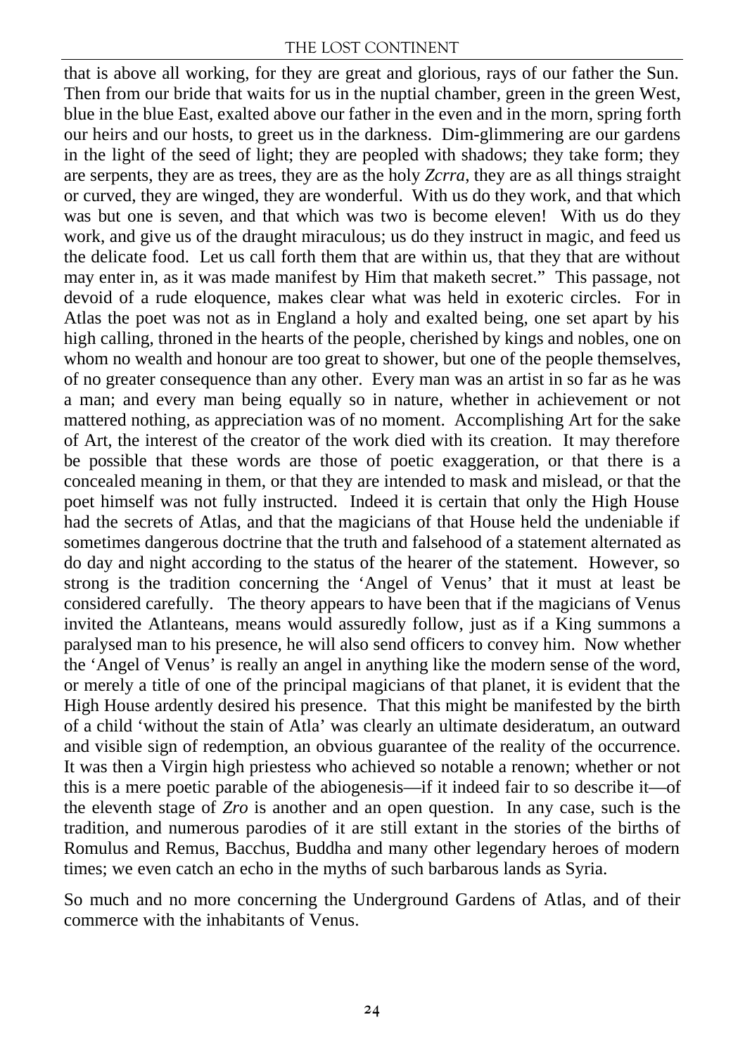that is above all working, for they are great and glorious, rays of our father the Sun. Then from our bride that waits for us in the nuptial chamber, green in the green West, blue in the blue East, exalted above our father in the even and in the morn, spring forth our heirs and our hosts, to greet us in the darkness. Dim-glimmering are our gardens in the light of the seed of light; they are peopled with shadows; they take form; they are serpents, they are as trees, they are as the holy *Zcrra*, they are as all things straight or curved, they are winged, they are wonderful. With us do they work, and that which was but one is seven, and that which was two is become eleven! With us do they work, and give us of the draught miraculous; us do they instruct in magic, and feed us the delicate food. Let us call forth them that are within us, that they that are without may enter in, as it was made manifest by Him that maketh secret." This passage, not devoid of a rude eloquence, makes clear what was held in exoteric circles. For in Atlas the poet was not as in England a holy and exalted being, one set apart by his high calling, throned in the hearts of the people, cherished by kings and nobles, one on whom no wealth and honour are too great to shower, but one of the people themselves, of no greater consequence than any other. Every man was an artist in so far as he was a man; and every man being equally so in nature, whether in achievement or not mattered nothing, as appreciation was of no moment. Accomplishing Art for the sake of Art, the interest of the creator of the work died with its creation. It may therefore be possible that these words are those of poetic exaggeration, or that there is a concealed meaning in them, or that they are intended to mask and mislead, or that the poet himself was not fully instructed. Indeed it is certain that only the High House had the secrets of Atlas, and that the magicians of that House held the undeniable if sometimes dangerous doctrine that the truth and falsehood of a statement alternated as do day and night according to the status of the hearer of the statement. However, so strong is the tradition concerning the 'Angel of Venus' that it must at least be considered carefully. The theory appears to have been that if the magicians of Venus invited the Atlanteans, means would assuredly follow, just as if a King summons a paralysed man to his presence, he will also send officers to convey him. Now whether the 'Angel of Venus' is really an angel in anything like the modern sense of the word, or merely a title of one of the principal magicians of that planet, it is evident that the High House ardently desired his presence. That this might be manifested by the birth of a child 'without the stain of Atla' was clearly an ultimate desideratum, an outward and visible sign of redemption, an obvious guarantee of the reality of the occurrence. It was then a Virgin high priestess who achieved so notable a renown; whether or not this is a mere poetic parable of the abiogenesis—if it indeed fair to so describe it—of the eleventh stage of *Zro* is another and an open question. In any case, such is the tradition, and numerous parodies of it are still extant in the stories of the births of Romulus and Remus, Bacchus, Buddha and many other legendary heroes of modern times; we even catch an echo in the myths of such barbarous lands as Syria.

So much and no more concerning the Underground Gardens of Atlas, and of their commerce with the inhabitants of Venus.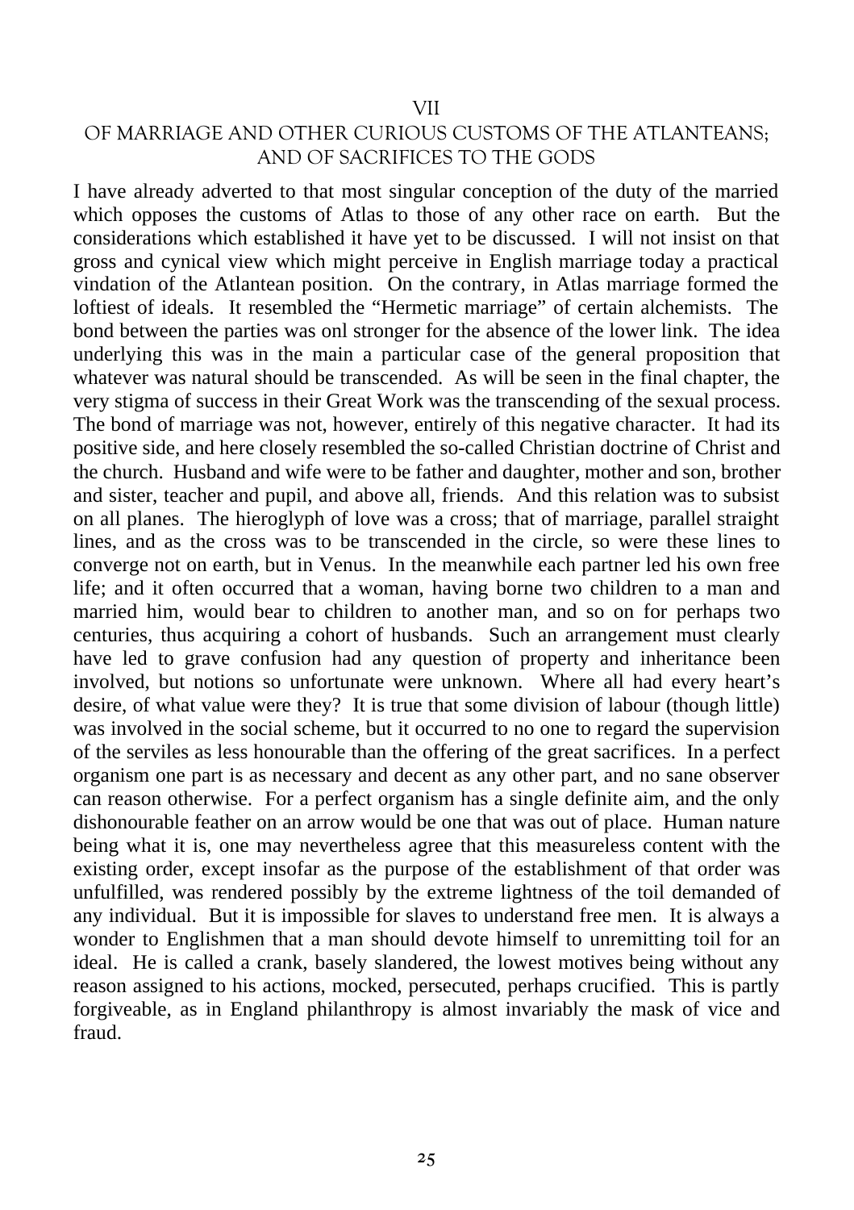# VII

## OF MARRIAGE AND OTHER CURIOUS CUSTOMS OF THE ATLANTEANS; AND OF SACRIFICES TO THE GODS

I have already adverted to that most singular conception of the duty of the married which opposes the customs of Atlas to those of any other race on earth. But the considerations which established it have yet to be discussed. I will not insist on that gross and cynical view which might perceive in English marriage today a practical vindation of the Atlantean position. On the contrary, in Atlas marriage formed the loftiest of ideals. It resembled the "Hermetic marriage" of certain alchemists. The bond between the parties was onl stronger for the absence of the lower link. The idea underlying this was in the main a particular case of the general proposition that whatever was natural should be transcended. As will be seen in the final chapter, the very stigma of success in their Great Work was the transcending of the sexual process. The bond of marriage was not, however, entirely of this negative character. It had its positive side, and here closely resembled the so-called Christian doctrine of Christ and the church. Husband and wife were to be father and daughter, mother and son, brother and sister, teacher and pupil, and above all, friends. And this relation was to subsist on all planes. The hieroglyph of love was a cross; that of marriage, parallel straight lines, and as the cross was to be transcended in the circle, so were these lines to converge not on earth, but in Venus. In the meanwhile each partner led his own free life; and it often occurred that a woman, having borne two children to a man and married him, would bear to children to another man, and so on for perhaps two centuries, thus acquiring a cohort of husbands. Such an arrangement must clearly have led to grave confusion had any question of property and inheritance been involved, but notions so unfortunate were unknown. Where all had every heart's desire, of what value were they? It is true that some division of labour (though little) was involved in the social scheme, but it occurred to no one to regard the supervision of the serviles as less honourable than the offering of the great sacrifices. In a perfect organism one part is as necessary and decent as any other part, and no sane observer can reason otherwise. For a perfect organism has a single definite aim, and the only dishonourable feather on an arrow would be one that was out of place. Human nature being what it is, one may nevertheless agree that this measureless content with the existing order, except insofar as the purpose of the establishment of that order was unfulfilled, was rendered possibly by the extreme lightness of the toil demanded of any individual. But it is impossible for slaves to understand free men. It is always a wonder to Englishmen that a man should devote himself to unremitting toil for an ideal. He is called a crank, basely slandered, the lowest motives being without any reason assigned to his actions, mocked, persecuted, perhaps crucified. This is partly forgiveable, as in England philanthropy is almost invariably the mask of vice and fraud.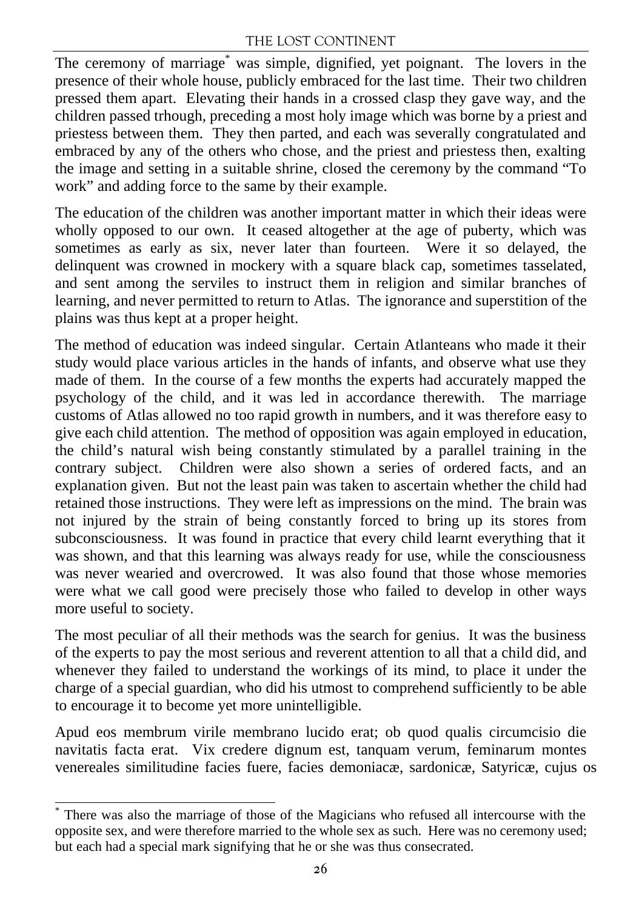The ceremony of marriage[*] was simple, dignified, yet poignant. The lovers in the presence of their whole house, publicly embraced for the last time. Their two children pressed them apart. Elevating their hands in a crossed clasp they gave way, and the children passed trhough, preceding a most holy image which was borne by a priest and priestess between them. They then parted, and each was severally congratulated and embraced by any of the others who chose, and the priest and priestess then, exalting the image and setting in a suitable shrine, closed the ceremony by the command "To work" and adding force to the same by their example.

The education of the children was another important matter in which their ideas were wholly opposed to our own. It ceased altogether at the age of puberty, which was sometimes as early as six, never later than fourteen. Were it so delayed, the delinquent was crowned in mockery with a square black cap, sometimes tasselated, and sent among the serviles to instruct them in religion and similar branches of learning, and never permitted to return to Atlas. The ignorance and superstition of the plains was thus kept at a proper height.

The method of education was indeed singular. Certain Atlanteans who made it their study would place various articles in the hands of infants, and observe what use they made of them. In the course of a few months the experts had accurately mapped the psychology of the child, and it was led in accordance therewith. The marriage customs of Atlas allowed no too rapid growth in numbers, and it was therefore easy to give each child attention. The method of opposition was again employed in education, the child's natural wish being constantly stimulated by a parallel training in the contrary subject. Children were also shown a series of ordered facts, and an explanation given. But not the least pain was taken to ascertain whether the child had retained those instructions. They were left as impressions on the mind. The brain was not injured by the strain of being constantly forced to bring up its stores from subconsciousness. It was found in practice that every child learnt everything that it was shown, and that this learning was always ready for use, while the consciousness was never wearied and overcrowed. It was also found that those whose memories were what we call good were precisely those who failed to develop in other ways more useful to society.

The most peculiar of all their methods was the search for genius. It was the business of the experts to pay the most serious and reverent attention to all that a child did, and whenever they failed to understand the workings of its mind, to place it under the charge of a special guardian, who did his utmost to comprehend sufficiently to be able to encourage it to become yet more unintelligible.

Apud eos membrum virile membrano lucido erat; ob quod qualis circumcisio die navitatis facta erat. Vix credere dignum est, tanquam verum, feminarum montes venereales similitudine facies fuere, facies demoniacæ, sardonicæ, Satyricæ, cujus os

---

[*] There was also the marriage of those of the Magicians who refused all intercourse with the opposite sex, and were therefore married to the whole sex as such. Here was no ceremony used; but each had a special mark signifying that he or she was thus consecrated.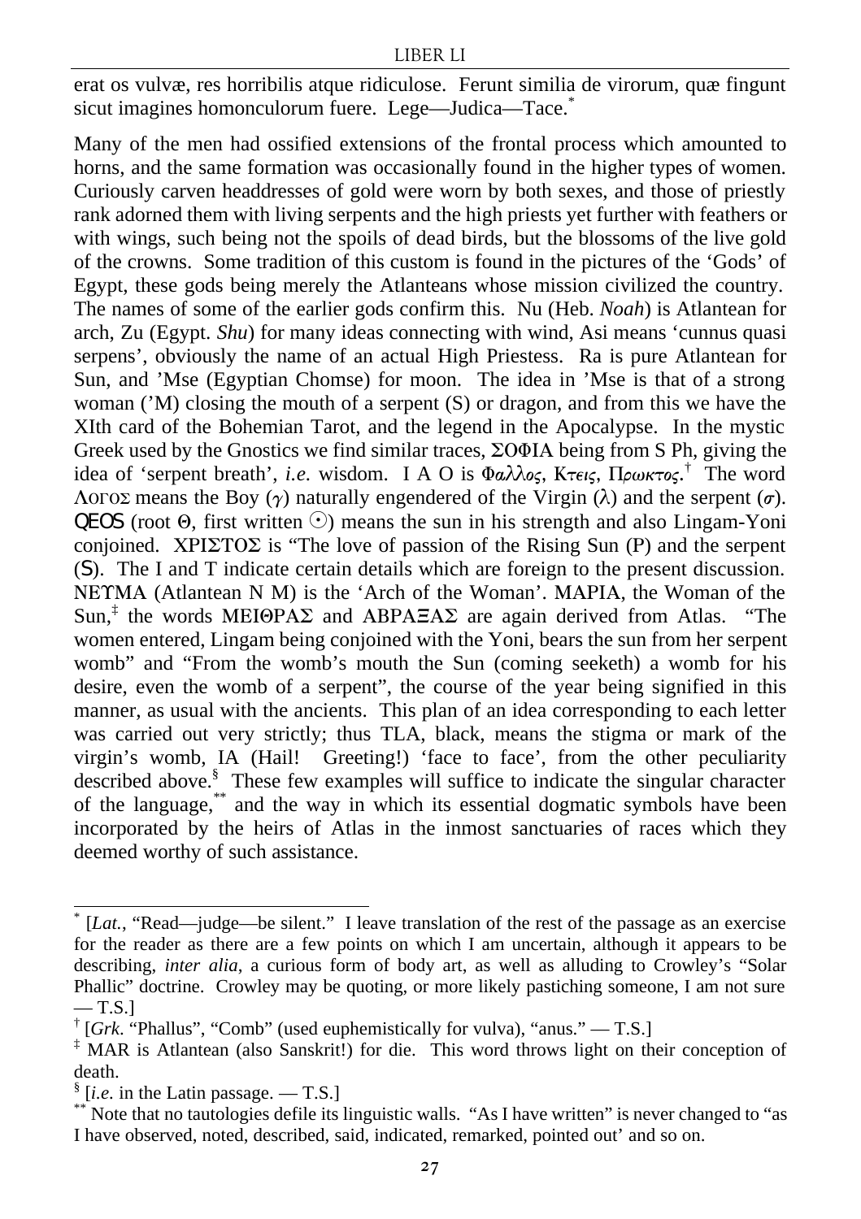erat os vulvæ, res horribilis atque ridiculose. Ferunt similia de virorum, quæ fingunt sicut imagines homonculorum fuere. Lege—Judica—Tace.[*]

Many of the men had ossified extensions of the frontal process which amounted to horns, and the same formation was occasionally found in the higher types of women. Curiously carven headdresses of gold were worn by both sexes, and those of priestly rank adorned them with living serpents and the high priests yet further with feathers or with wings, such being not the spoils of dead birds, but the blossoms of the live gold of the crowns. Some tradition of this custom is found in the pictures of the 'Gods' of Egypt, these gods being merely the Atlanteans whose mission civilized the country. The names of some of the earlier gods confirm this. Nu (Heb. *Noah*) is Atlantean for arch, Zu (Egypt. *Shu*) for many ideas connecting with wind, Asi means 'cunnus quasi serpens', obviously the name of an actual High Priestess. Ra is pure Atlantean for Sun, and 'Mse (Egyptian Chomse) for moon. The idea in 'Mse is that of a strong woman ('M) closing the mouth of a serpent (S) or dragon, and from this we have the XIth card of the Bohemian Tarot, and the legend in the Apocalypse. In the mystic Greek used by the Gnostics we find similar traces, ΣΟΦΙΑ being from S Ph, giving the idea of 'serpent breath', *i.e.* wisdom. I A O is *Φαλλος*, Κ*τεις*, Π*ρωκτος*.[†] The word ΛΟΓΟΣ means the Boy ($\gamma$) naturally engendered of the Virgin ($\lambda$) and the serpent ($\sigma$). ΘΕΟΣ (root Θ, first written ☉) means the sun in his strength and also Lingam-Yoni conjoined. ΧΡΙΣΤΟΣ is "The love of passion of the Rising Sun (P) and the serpent (S). The I and T indicate certain details which are foreign to the present discussion. ΝΕΥΜΑ (Atlantean N M) is the 'Arch of the Woman'. ΜΑΡΙΑ, the Woman of the Sun,[‡] the words ΜΕΙΘΡΑΣ and ΑΒΡΑΞΑΣ are again derived from Atlas. "The women entered, Lingam being conjoined with the Yoni, bears the sun from her serpent womb" and "From the womb's mouth the Sun (coming seeketh) a womb for his desire, even the womb of a serpent", the course of the year being signified in this manner, as usual with the ancients. This plan of an idea corresponding to each letter was carried out very strictly; thus TLA, black, means the stigma or mark of the virgin's womb, IA (Hail! Greeting!) 'face to face', from the other peculiarity described above.[§] These few examples will suffice to indicate the singular character of the language,[**] and the way in which its essential dogmatic symbols have been incorporated by the heirs of Atlas in the inmost sanctuaries of races which they deemed worthy of such assistance.

---

[*] [*Lat.*, "Read—judge—be silent." I leave translation of the rest of the passage as an exercise for the reader as there are a few points on which I am uncertain, although it appears to be describing, *inter alia*, a curious form of body art, as well as alluding to Crowley's "Solar Phallic" doctrine. Crowley may be quoting, or more likely pastiching someone, I am not sure — T.S.]

[†] [*Grk*. "Phallus", "Comb" (used euphemistically for vulva), "anus." — T.S.]

[‡] MAR is Atlantean (also Sanskrit!) for die. This word throws light on their conception of death.

[§] [*i.e.* in the Latin passage. — T.S.]

[**] Note that no tautologies defile its linguistic walls. "As I have written" is never changed to "as I have observed, noted, described, said, indicated, remarked, pointed out' and so on.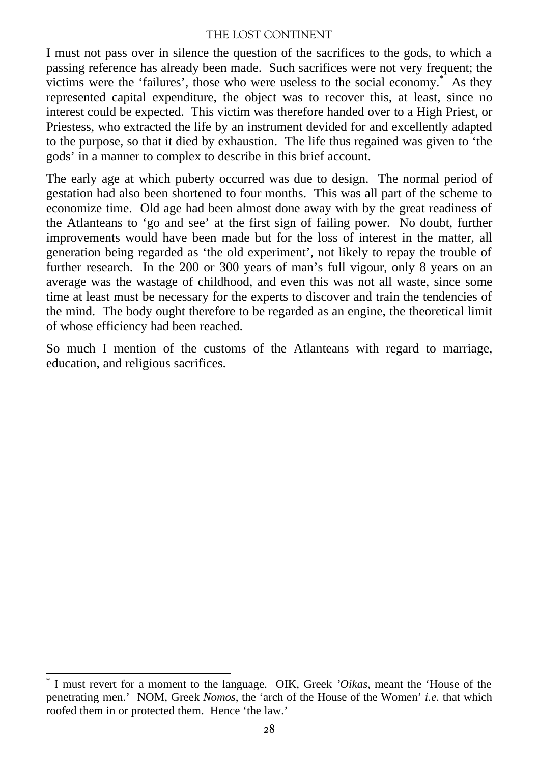I must not pass over in silence the question of the sacrifices to the gods, to which a passing reference has already been made. Such sacrifices were not very frequent; the victims were the 'failures', those who were useless to the social economy.* As they represented capital expenditure, the object was to recover this, at least, since no interest could be expected. This victim was therefore handed over to a High Priest, or Priestess, who extracted the life by an instrument devided for and excellently adapted to the purpose, so that it died by exhaustion. The life thus regained was given to 'the gods' in a manner to complex to describe in this brief account.

The early age at which puberty occurred was due to design. The normal period of gestation had also been shortened to four months. This was all part of the scheme to economize time. Old age had been almost done away with by the great readiness of the Atlanteans to 'go and see' at the first sign of failing power. No doubt, further improvements would have been made but for the loss of interest in the matter, all generation being regarded as 'the old experiment', not likely to repay the trouble of further research. In the 200 or 300 years of man's full vigour, only 8 years on an average was the wastage of childhood, and even this was not all waste, since some time at least must be necessary for the experts to discover and train the tendencies of the mind. The body ought therefore to be regarded as an engine, the theoretical limit of whose efficiency had been reached.

So much I mention of the customs of the Atlanteans with regard to marriage, education, and religious sacrifices.

---

* I must revert for a moment to the language. OIK, Greek *'Oikas*, meant the 'House of the penetrating men.' NOM, Greek *Nomos*, the 'arch of the House of the Women' *i.e.* that which roofed them in or protected them. Hence 'the law.'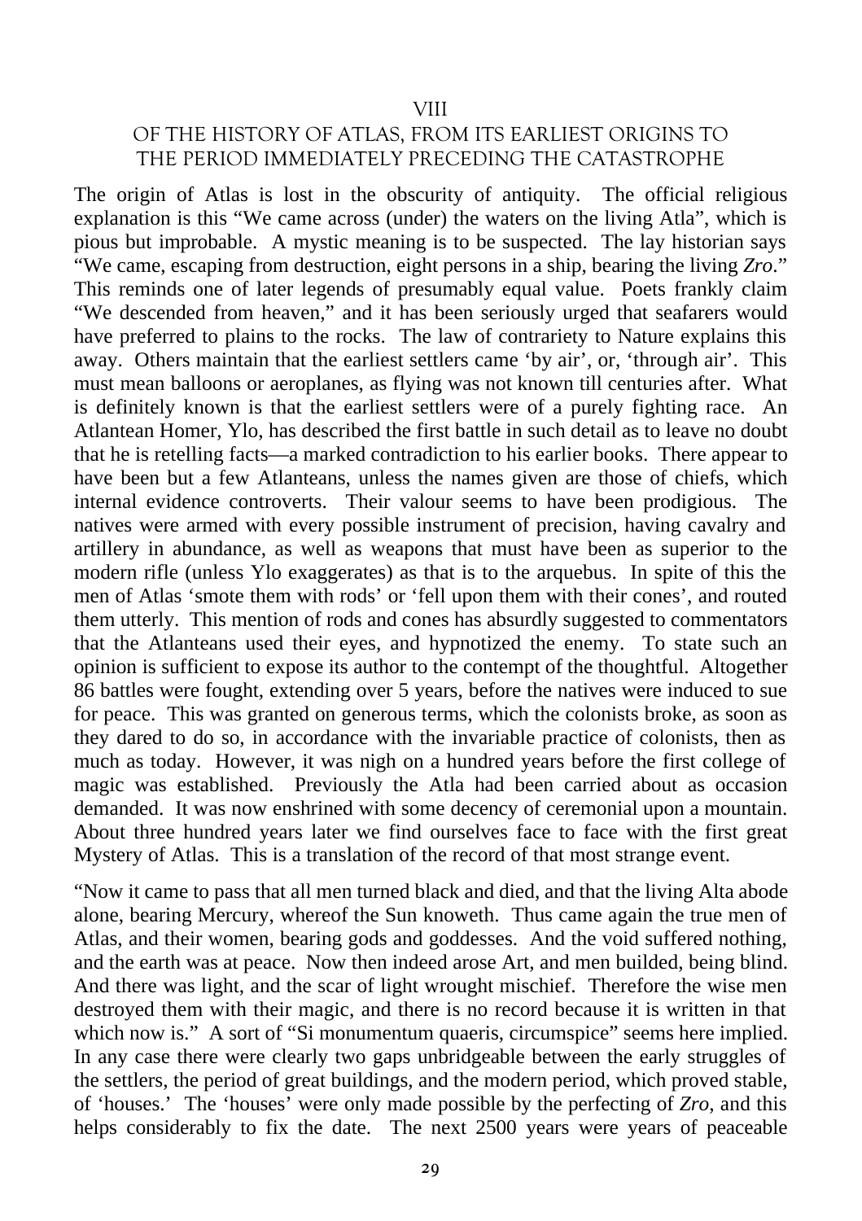## VIII

## OF THE HISTORY OF ATLAS, FROM ITS EARLIEST ORIGINS TO THE PERIOD IMMEDIATELY PRECEDING THE CATASTROPHE

The origin of Atlas is lost in the obscurity of antiquity. The official religious explanation is this "We came across (under) the waters on the living Atla", which is pious but improbable. A mystic meaning is to be suspected. The lay historian says "We came, escaping from destruction, eight persons in a ship, bearing the living *Zro*." This reminds one of later legends of presumably equal value. Poets frankly claim "We descended from heaven," and it has been seriously urged that seafarers would have preferred to plains to the rocks. The law of contrariety to Nature explains this away. Others maintain that the earliest settlers came 'by air', or, 'through air'. This must mean balloons or aeroplanes, as flying was not known till centuries after. What is definitely known is that the earliest settlers were of a purely fighting race. An Atlantean Homer, Ylo, has described the first battle in such detail as to leave no doubt that he is retelling facts—a marked contradiction to his earlier books. There appear to have been but a few Atlanteans, unless the names given are those of chiefs, which internal evidence controverts. Their valour seems to have been prodigious. The natives were armed with every possible instrument of precision, having cavalry and artillery in abundance, as well as weapons that must have been as superior to the modern rifle (unless Ylo exaggerates) as that is to the arquebus. In spite of this the men of Atlas 'smote them with rods' or 'fell upon them with their cones', and routed them utterly. This mention of rods and cones has absurdly suggested to commentators that the Atlanteans used their eyes, and hypnotized the enemy. To state such an opinion is sufficient to expose its author to the contempt of the thoughtful. Altogether 86 battles were fought, extending over 5 years, before the natives were induced to sue for peace. This was granted on generous terms, which the colonists broke, as soon as they dared to do so, in accordance with the invariable practice of colonists, then as much as today. However, it was nigh on a hundred years before the first college of magic was established. Previously the Atla had been carried about as occasion demanded. It was now enshrined with some decency of ceremonial upon a mountain. About three hundred years later we find ourselves face to face with the first great Mystery of Atlas. This is a translation of the record of that most strange event.

"Now it came to pass that all men turned black and died, and that the living Alta abode alone, bearing Mercury, whereof the Sun knoweth. Thus came again the true men of Atlas, and their women, bearing gods and goddesses. And the void suffered nothing, and the earth was at peace. Now then indeed arose Art, and men builded, being blind. And there was light, and the scar of light wrought mischief. Therefore the wise men destroyed them with their magic, and there is no record because it is written in that which now is." A sort of "Si monumentum quaeris, circumspice" seems here implied. In any case there were clearly two gaps unbridgeable between the early struggles of the settlers, the period of great buildings, and the modern period, which proved stable, of 'houses.' The 'houses' were only made possible by the perfecting of *Zro*, and this helps considerably to fix the date. The next 2500 years were years of peaceable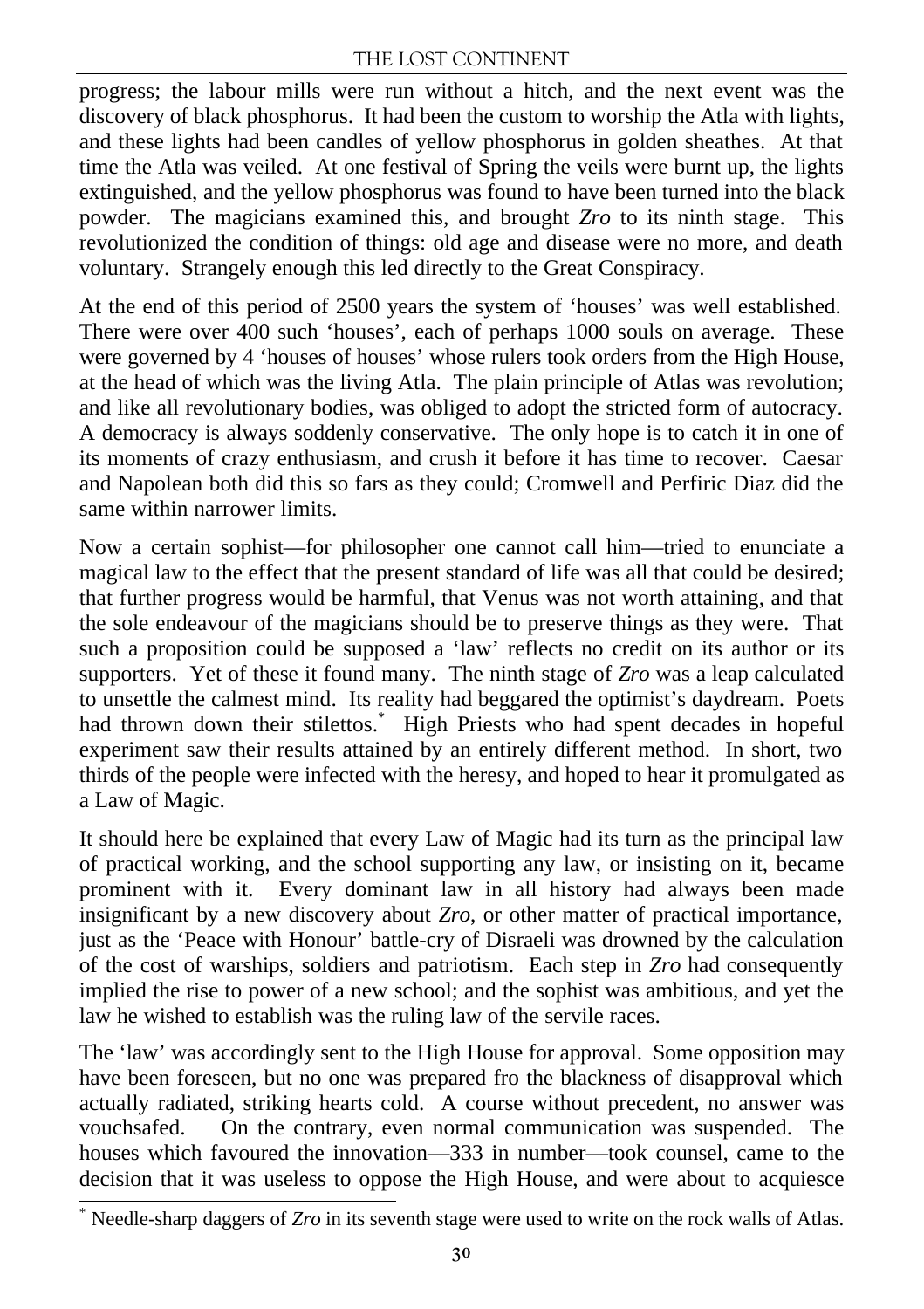progress; the labour mills were run without a hitch, and the next event was the discovery of black phosphorus. It had been the custom to worship the Atla with lights, and these lights had been candles of yellow phosphorus in golden sheathes. At that time the Atla was veiled. At one festival of Spring the veils were burnt up, the lights extinguished, and the yellow phosphorus was found to have been turned into the black powder. The magicians examined this, and brought *Zro* to its ninth stage. This revolutionized the condition of things: old age and disease were no more, and death voluntary. Strangely enough this led directly to the Great Conspiracy.

At the end of this period of 2500 years the system of 'houses' was well established. There were over 400 such 'houses', each of perhaps 1000 souls on average. These were governed by 4 'houses of houses' whose rulers took orders from the High House, at the head of which was the living Atla. The plain principle of Atlas was revolution; and like all revolutionary bodies, was obliged to adopt the stricted form of autocracy. A democracy is always soddenly conservative. The only hope is to catch it in one of its moments of crazy enthusiasm, and crush it before it has time to recover. Caesar and Napolean both did this so fars as they could; Cromwell and Perfiric Diaz did the same within narrower limits.

Now a certain sophist—for philosopher one cannot call him—tried to enunciate a magical law to the effect that the present standard of life was all that could be desired; that further progress would be harmful, that Venus was not worth attaining, and that the sole endeavour of the magicians should be to preserve things as they were. That such a proposition could be supposed a 'law' reflects no credit on its author or its supporters. Yet of these it found many. The ninth stage of *Zro* was a leap calculated to unsettle the calmest mind. Its reality had beggared the optimist's daydream. Poets had thrown down their stilettos.* High Priests who had spent decades in hopeful experiment saw their results attained by an entirely different method. In short, two thirds of the people were infected with the heresy, and hoped to hear it promulgated as a Law of Magic.

It should here be explained that every Law of Magic had its turn as the principal law of practical working, and the school supporting any law, or insisting on it, became prominent with it. Every dominant law in all history had always been made insignificant by a new discovery about *Zro*, or other matter of practical importance, just as the 'Peace with Honour' battle-cry of Disraeli was drowned by the calculation of the cost of warships, soldiers and patriotism. Each step in *Zro* had consequently implied the rise to power of a new school; and the sophist was ambitious, and yet the law he wished to establish was the ruling law of the servile races.

The 'law' was accordingly sent to the High House for approval. Some opposition may have been foreseen, but no one was prepared fro the blackness of disapproval which actually radiated, striking hearts cold. A course without precedent, no answer was vouchsafed. On the contrary, even normal communication was suspended. The houses which favoured the innovation—333 in number—took counsel, came to the decision that it was useless to oppose the High House, and were about to acquiesce

* Needle-sharp daggers of *Zro* in its seventh stage were used to write on the rock walls of Atlas.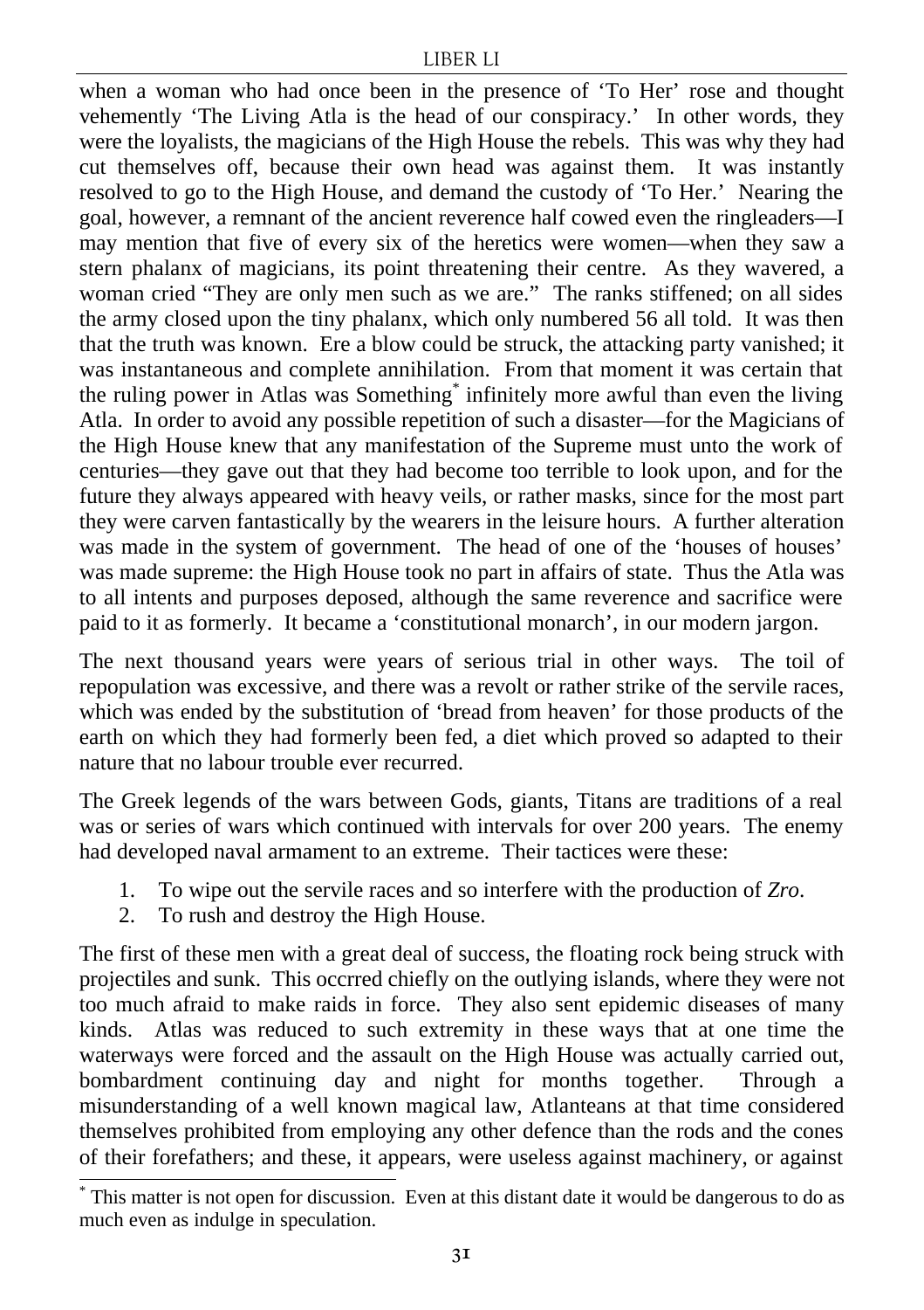when a woman who had once been in the presence of 'To Her' rose and thought vehemently 'The Living Atla is the head of our conspiracy.' In other words, they were the loyalists, the magicians of the High House the rebels. This was why they had cut themselves off, because their own head was against them. It was instantly resolved to go to the High House, and demand the custody of 'To Her.' Nearing the goal, however, a remnant of the ancient reverence half cowed even the ringleaders—I may mention that five of every six of the heretics were women—when they saw a stern phalanx of magicians, its point threatening their centre. As they wavered, a woman cried "They are only men such as we are." The ranks stiffened; on all sides the army closed upon the tiny phalanx, which only numbered 56 all told. It was then that the truth was known. Ere a blow could be struck, the attacking party vanished; it was instantaneous and complete annihilation. From that moment it was certain that the ruling power in Atlas was Something* infinitely more awful than even the living Atla. In order to avoid any possible repetition of such a disaster—for the Magicians of the High House knew that any manifestation of the Supreme must unto the work of centuries—they gave out that they had become too terrible to look upon, and for the future they always appeared with heavy veils, or rather masks, since for the most part they were carven fantastically by the wearers in the leisure hours. A further alteration was made in the system of government. The head of one of the 'houses of houses' was made supreme: the High House took no part in affairs of state. Thus the Atla was to all intents and purposes deposed, although the same reverence and sacrifice were paid to it as formerly. It became a 'constitutional monarch', in our modern jargon.

The next thousand years were years of serious trial in other ways. The toil of repopulation was excessive, and there was a revolt or rather strike of the servile races, which was ended by the substitution of 'bread from heaven' for those products of the earth on which they had formerly been fed, a diet which proved so adapted to their nature that no labour trouble ever recurred.

The Greek legends of the wars between Gods, giants, Titans are traditions of a real was or series of wars which continued with intervals for over 200 years. The enemy had developed naval armament to an extreme. Their tactices were these:

1. To wipe out the servile races and so interfere with the production of *Zro*.
2. To rush and destroy the High House.

The first of these men with a great deal of success, the floating rock being struck with projectiles and sunk. This occrred chiefly on the outlying islands, where they were not too much afraid to make raids in force. They also sent epidemic diseases of many kinds. Atlas was reduced to such extremity in these ways that at one time the waterways were forced and the assault on the High House was actually carried out, bombardment continuing day and night for months together. Through a misunderstanding of a well known magical law, Atlanteans at that time considered themselves prohibited from employing any other defence than the rods and the cones of their forefathers; and these, it appears, were useless against machinery, or against

* This matter is not open for discussion. Even at this distant date it would be dangerous to do as much even as indulge in speculation.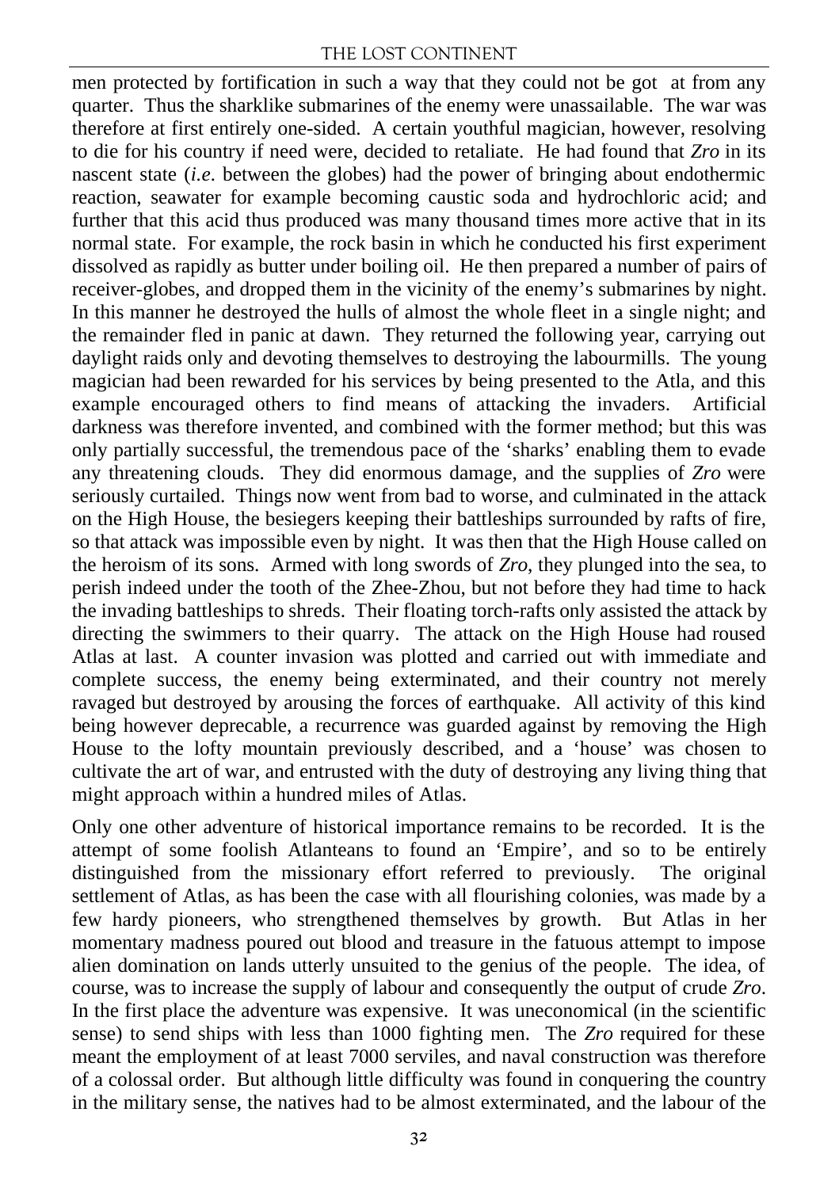men protected by fortification in such a way that they could not be got at from any quarter. Thus the sharklike submarines of the enemy were unassailable. The war was therefore at first entirely one-sided. A certain youthful magician, however, resolving to die for his country if need were, decided to retaliate. He had found that *Zro* in its nascent state (*i.e*. between the globes) had the power of bringing about endothermic reaction, seawater for example becoming caustic soda and hydrochloric acid; and further that this acid thus produced was many thousand times more active that in its normal state. For example, the rock basin in which he conducted his first experiment dissolved as rapidly as butter under boiling oil. He then prepared a number of pairs of receiver-globes, and dropped them in the vicinity of the enemy's submarines by night. In this manner he destroyed the hulls of almost the whole fleet in a single night; and the remainder fled in panic at dawn. They returned the following year, carrying out daylight raids only and devoting themselves to destroying the labourmills. The young magician had been rewarded for his services by being presented to the Atla, and this example encouraged others to find means of attacking the invaders. Artificial darkness was therefore invented, and combined with the former method; but this was only partially successful, the tremendous pace of the 'sharks' enabling them to evade any threatening clouds. They did enormous damage, and the supplies of *Zro* were seriously curtailed. Things now went from bad to worse, and culminated in the attack on the High House, the besiegers keeping their battleships surrounded by rafts of fire, so that attack was impossible even by night. It was then that the High House called on the heroism of its sons. Armed with long swords of *Zro*, they plunged into the sea, to perish indeed under the tooth of the Zhee-Zhou, but not before they had time to hack the invading battleships to shreds. Their floating torch-rafts only assisted the attack by directing the swimmers to their quarry. The attack on the High House had roused Atlas at last. A counter invasion was plotted and carried out with immediate and complete success, the enemy being exterminated, and their country not merely ravaged but destroyed by arousing the forces of earthquake. All activity of this kind being however deprecable, a recurrence was guarded against by removing the High House to the lofty mountain previously described, and a 'house' was chosen to cultivate the art of war, and entrusted with the duty of destroying any living thing that might approach within a hundred miles of Atlas.

Only one other adventure of historical importance remains to be recorded. It is the attempt of some foolish Atlanteans to found an 'Empire', and so to be entirely distinguished from the missionary effort referred to previously. The original settlement of Atlas, as has been the case with all flourishing colonies, was made by a few hardy pioneers, who strengthened themselves by growth. But Atlas in her momentary madness poured out blood and treasure in the fatuous attempt to impose alien domination on lands utterly unsuited to the genius of the people. The idea, of course, was to increase the supply of labour and consequently the output of crude *Zro*. In the first place the adventure was expensive. It was uneconomical (in the scientific sense) to send ships with less than 1000 fighting men. The *Zro* required for these meant the employment of at least 7000 serviles, and naval construction was therefore of a colossal order. But although little difficulty was found in conquering the country in the military sense, the natives had to be almost exterminated, and the labour of the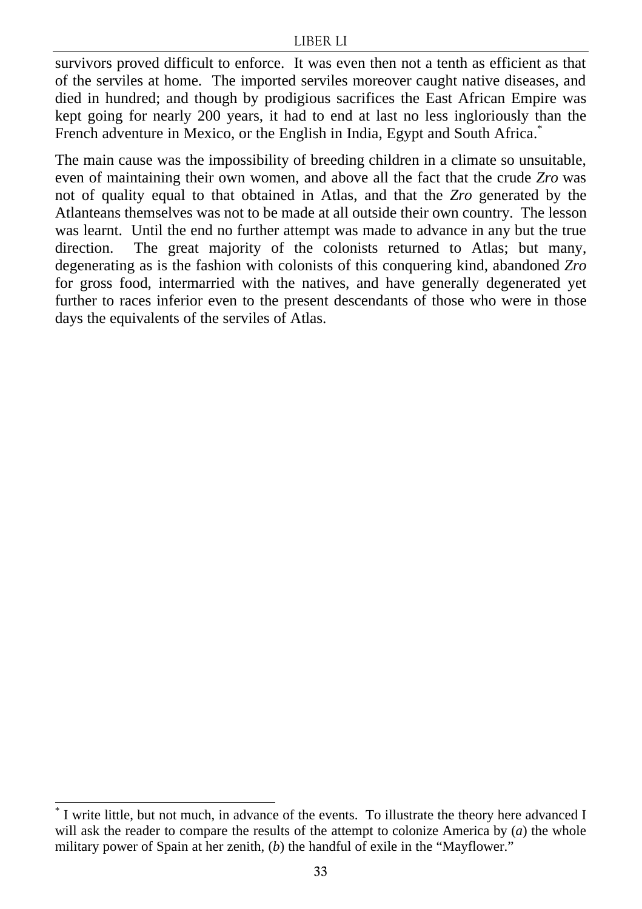survivors proved difficult to enforce. It was even then not a tenth as efficient as that of the serviles at home. The imported serviles moreover caught native diseases, and died in hundred; and though by prodigious sacrifices the East African Empire was kept going for nearly 200 years, it had to end at last no less ingloriously than the French adventure in Mexico, or the English in India, Egypt and South Africa.*

The main cause was the impossibility of breeding children in a climate so unsuitable, even of maintaining their own women, and above all the fact that the crude *Zro* was not of quality equal to that obtained in Atlas, and that the *Zro* generated by the Atlanteans themselves was not to be made at all outside their own country. The lesson was learnt. Until the end no further attempt was made to advance in any but the true direction. The great majority of the colonists returned to Atlas; but many, degenerating as is the fashion with colonists of this conquering kind, abandoned *Zro* for gross food, intermarried with the natives, and have generally degenerated yet further to races inferior even to the present descendants of those who were in those days the equivalents of the serviles of Atlas.

---

* I write little, but not much, in advance of the events. To illustrate the theory here advanced I will ask the reader to compare the results of the attempt to colonize America by (*a*) the whole military power of Spain at her zenith, (*b*) the handful of exile in the "Mayflower."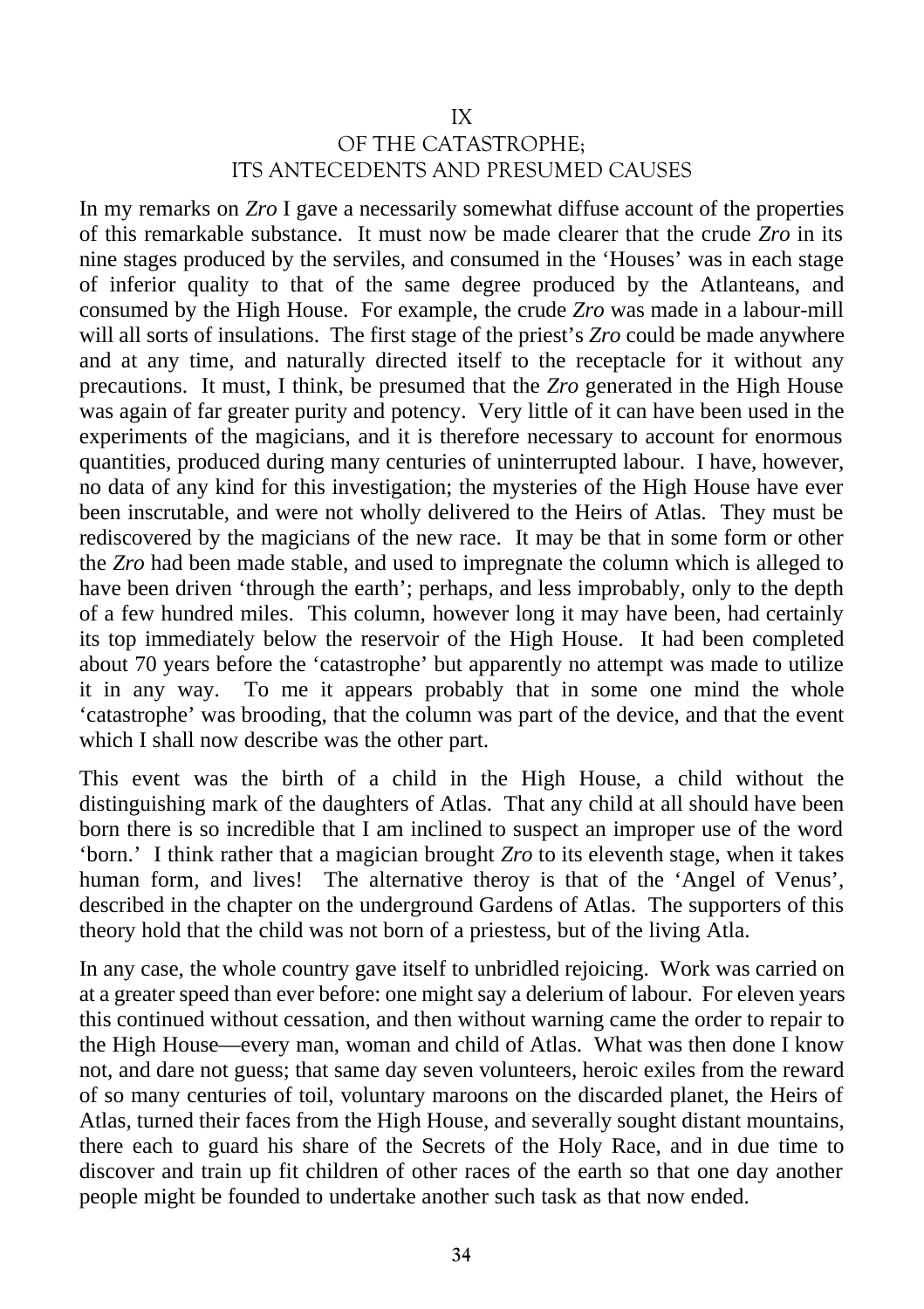## IX
## OF THE CATASTROPHE; ITS ANTECEDENTS AND PRESUMED CAUSES

In my remarks on *Zro* I gave a necessarily somewhat diffuse account of the properties of this remarkable substance. It must now be made clearer that the crude *Zro* in its nine stages produced by the serviles, and consumed in the 'Houses' was in each stage of inferior quality to that of the same degree produced by the Atlanteans, and consumed by the High House. For example, the crude *Zro* was made in a labour-mill will all sorts of insulations. The first stage of the priest's *Zro* could be made anywhere and at any time, and naturally directed itself to the receptacle for it without any precautions. It must, I think, be presumed that the *Zro* generated in the High House was again of far greater purity and potency. Very little of it can have been used in the experiments of the magicians, and it is therefore necessary to account for enormous quantities, produced during many centuries of uninterrupted labour. I have, however, no data of any kind for this investigation; the mysteries of the High House have ever been inscrutable, and were not wholly delivered to the Heirs of Atlas. They must be rediscovered by the magicians of the new race. It may be that in some form or other the *Zro* had been made stable, and used to impregnate the column which is alleged to have been driven 'through the earth'; perhaps, and less improbably, only to the depth of a few hundred miles. This column, however long it may have been, had certainly its top immediately below the reservoir of the High House. It had been completed about 70 years before the 'catastrophe' but apparently no attempt was made to utilize it in any way. To me it appears probably that in some one mind the whole 'catastrophe' was brooding, that the column was part of the device, and that the event which I shall now describe was the other part.

This event was the birth of a child in the High House, a child without the distinguishing mark of the daughters of Atlas. That any child at all should have been born there is so incredible that I am inclined to suspect an improper use of the word 'born.' I think rather that a magician brought *Zro* to its eleventh stage, when it takes human form, and lives! The alternative theroy is that of the 'Angel of Venus', described in the chapter on the underground Gardens of Atlas. The supporters of this theory hold that the child was not born of a priestess, but of the living Atla.

In any case, the whole country gave itself to unbridled rejoicing. Work was carried on at a greater speed than ever before: one might say a delerium of labour. For eleven years this continued without cessation, and then without warning came the order to repair to the High House—every man, woman and child of Atlas. What was then done I know not, and dare not guess; that same day seven volunteers, heroic exiles from the reward of so many centuries of toil, voluntary maroons on the discarded planet, the Heirs of Atlas, turned their faces from the High House, and severally sought distant mountains, there each to guard his share of the Secrets of the Holy Race, and in due time to discover and train up fit children of other races of the earth so that one day another people might be founded to undertake another such task as that now ended.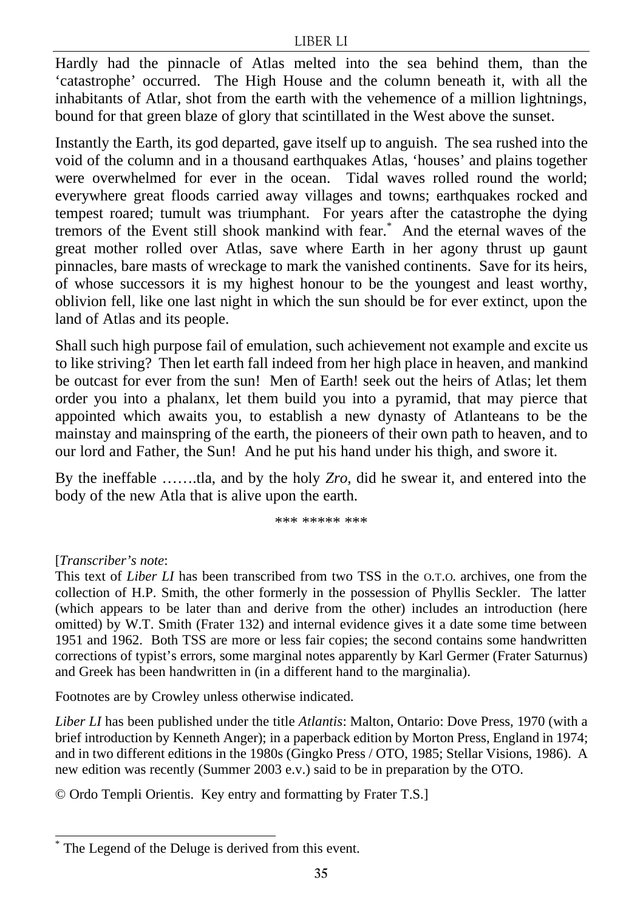Hardly had the pinnacle of Atlas melted into the sea behind them, than the 'catastrophe' occurred. The High House and the column beneath it, with all the inhabitants of Atlar, shot from the earth with the vehemence of a million lightnings, bound for that green blaze of glory that scintillated in the West above the sunset.

Instantly the Earth, its god departed, gave itself up to anguish. The sea rushed into the void of the column and in a thousand earthquakes Atlas, 'houses' and plains together were overwhelmed for ever in the ocean. Tidal waves rolled round the world; everywhere great floods carried away villages and towns; earthquakes rocked and tempest roared; tumult was triumphant. For years after the catastrophe the dying tremors of the Event still shook mankind with fear.* And the eternal waves of the great mother rolled over Atlas, save where Earth in her agony thrust up gaunt pinnacles, bare masts of wreckage to mark the vanished continents. Save for its heirs, of whose successors it is my highest honour to be the youngest and least worthy, oblivion fell, like one last night in which the sun should be for ever extinct, upon the land of Atlas and its people.

Shall such high purpose fail of emulation, such achievement not example and excite us to like striving? Then let earth fall indeed from her high place in heaven, and mankind be outcast for ever from the sun! Men of Earth! seek out the heirs of Atlas; let them order you into a phalanx, let them build you into a pyramid, that may pierce that appointed which awaits you, to establish a new dynasty of Atlanteans to be the mainstay and mainspring of the earth, the pioneers of their own path to heaven, and to our lord and Father, the Sun! And he put his hand under his thigh, and swore it.

By the ineffable …….tla, and by the holy *Zro*, did he swear it, and entered into the body of the new Atla that is alive upon the earth.

*** ***** ***

[*Transcriber's note*:
This text of *Liber LI* has been transcribed from two TSS in the O.T.O. archives, one from the collection of H.P. Smith, the other formerly in the possession of Phyllis Seckler. The latter (which appears to be later than and derive from the other) includes an introduction (here omitted) by W.T. Smith (Frater 132) and internal evidence gives it a date some time between 1951 and 1962. Both TSS are more or less fair copies; the second contains some handwritten corrections of typist's errors, some marginal notes apparently by Karl Germer (Frater Saturnus) and Greek has been handwritten in (in a different hand to the marginalia).

Footnotes are by Crowley unless otherwise indicated.

*Liber LI* has been published under the title *Atlantis*: Malton, Ontario: Dove Press, 1970 (with a brief introduction by Kenneth Anger); in a paperback edition by Morton Press, England in 1974; and in two different editions in the 1980s (Gingko Press / OTO, 1985; Stellar Visions, 1986). A new edition was recently (Summer 2003 e.v.) said to be in preparation by the OTO.

© Ordo Templi Orientis. Key entry and formatting by Frater T.S.]

---

* The Legend of the Deluge is derived from this event.